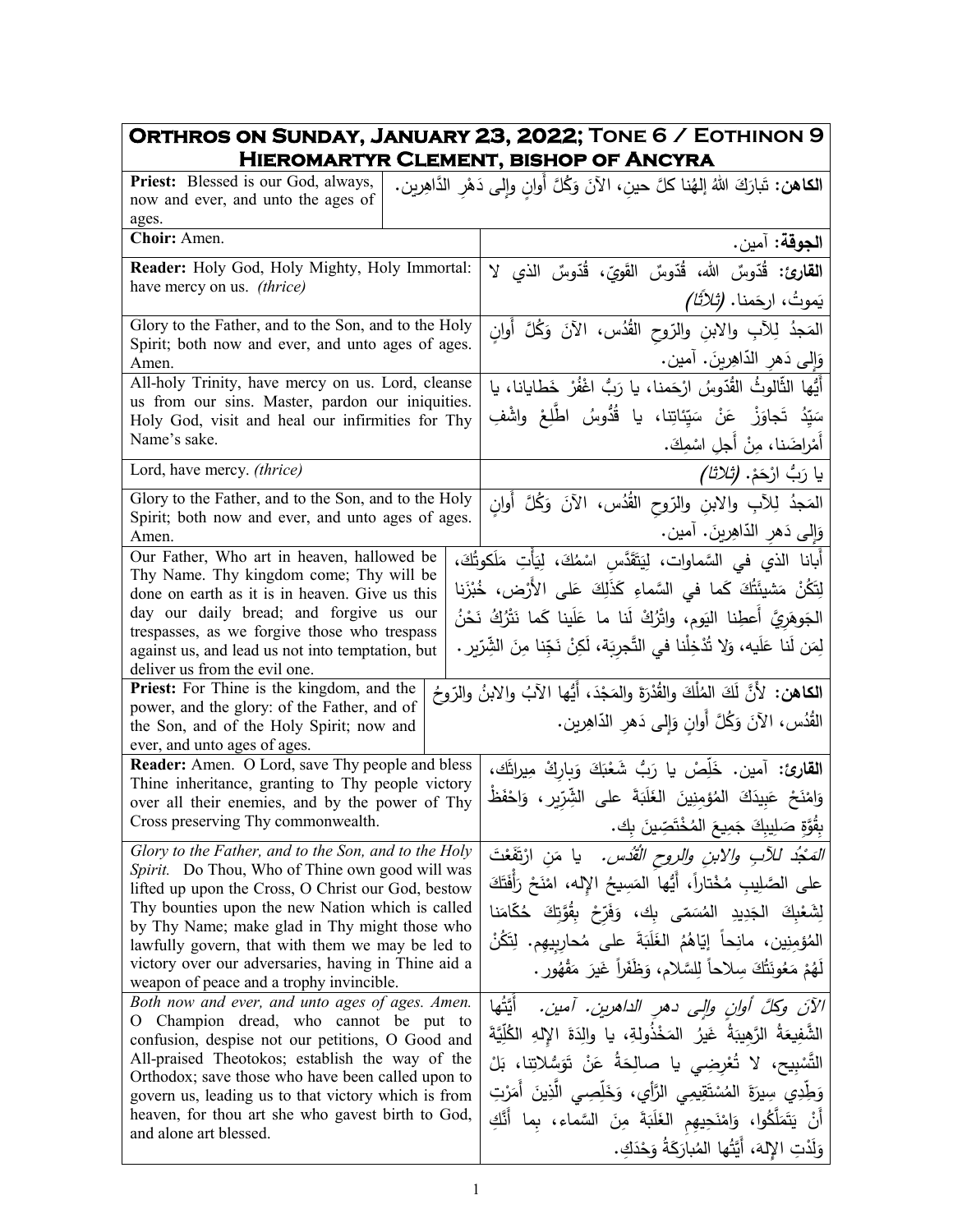| **ORTHROS ON SUNDAY, JANUARY 23, 2022; TONE 6 / EOTHINON 9** **HIEROMARTYR CLEMENT, BISHOP OF ANCYRA** | |
|---|---|
| **Priest:** Blessed is our God, always, now and ever, and unto the ages of ages. | **الكاهن:** تَبارَكَ اللهُ إلهُنا كلَّ حينٍ، الآنَ وَكُلَّ أوانٍ وإلى دَهْرِ الدَّاهِرين. |
| **Choir:** Amen. | **الجوقة:** آمين. |
| **Reader:** Holy God, Holy Mighty, Holy Immortal: have mercy on us. *(thrice)* | **القارئ:** قُدّوسٌ الله، قُدّوسٌ القَوِيّ، قُدّوسٌ الذي لا يَموتُ، ارحَمنا. *(ثلاثاً)* |
| Glory to the Father, and to the Son, and to the Holy Spirit; both now and ever, and unto ages of ages. Amen. | المَجدُ لِلآبِ والابنِ والرّوحِ القُدُس، الآنَ وَكُلَّ أَوانٍ وَإِلى دَهرِ الدّاهِرينَ. آمين. |
| All-holy Trinity, have mercy on us. Lord, cleanse us from our sins. Master, pardon our iniquities. Holy God, visit and heal our infirmities for Thy Name's sake. | أَيُّها الثّالوثُ القُدّوسُ ارْحَمنا، يا رَبُّ اغْفُرْ خَطايانا، يا سَيِّدُ تَجاوَزْ عَنْ سَيِّئاتِنا، يا قُدُّوسُ اطَّلِعْ واشْفِ أَمْراضَنا، مِنْ أَجلِ اسْمِكَ. |
| Lord, have mercy. *(thrice)* | يا رَبُّ ارْحَمْ. *(ثلاثا)* |
| Glory to the Father, and to the Son, and to the Holy Spirit; both now and ever, and unto ages of ages. Amen. | المَجدُ لِلآبِ والابنِ والرّوحِ القُدُس، الآنَ وَكُلَّ أَوانٍ وَإِلى دَهرِ الدّاهِرينَ. آمين. |
| Our Father, Who art in heaven, hallowed be Thy Name. Thy kingdom come; Thy will be done on earth as it is in heaven. Give us this day our daily bread; and forgive us our trespasses, as we forgive those who trespass against us, and lead us not into temptation, but deliver us from the evil one. | أَبانا الذي في السَّماوات، لِيَتَقَدَّسِ اسْمُكَ، لِيَأْتِ مَلَكوتُكَ، لِتَكُنْ مَشيئَتُكَ كَما في السَّماءِ كَذَلِكَ عَلى الأَرْض، خُبْزَنا الجَوهَرِيَّ أَعطِنا اليَوم، واتْرُكْ لَنا ما عَلَينا كَما نَتْرُكُ نَحْنُ لِمَن لَنا عَلَيه، وَلا تُدْخِلْنا في التَّجرِبَة، لَكِنْ نَجِّنا مِنَ الشِّرّير. |
| **Priest:** For Thine is the kingdom, and the power, and the glory: of the Father, and of the Son, and of the Holy Spirit; now and ever, and unto ages of ages. | **الكاهن:** لأَنَّ لَكَ المُلْكَ والقُدْرَةَ والمَجْدَ، أَيُّها الآبُ والابنُ والرّوحُ القُدُس، الآنَ وَكُلَّ أَوانٍ وَإِلى دَهرِ الدّاهِرين. |
| **Reader:** Amen. O Lord, save Thy people and bless Thine inheritance, granting to Thy people victory over all their enemies, and by the power of Thy Cross preserving Thy commonwealth. | **القارئ:** آمين. خَلِّصْ يا رَبُّ شَعْبَكَ وَبارِكْ مِيراثَك، وَامْنَحْ عَبِيدَكَ المُؤمِنينَ الغَلَبَةَ على الشِّرّير، وَاحْفَظْ بِقُوَّةِ صَليبِكَ جَمِيعَ المُخْتَصِّينَ بِك. |
| *Glory to the Father, and to the Son, and to the Holy Spirit.* Do Thou, Who of Thine own good will was lifted up upon the Cross, O Christ our God, bestow Thy bounties upon the new Nation which is called by Thy Name; make glad in Thy might those who lawfully govern, that with them we may be led to victory over our adversaries, having in Thine aid a weapon of peace and a trophy invincible. | *المَجْدُ للآبِ والابنِ والروحِ القُدُس.* يا مَنِ ارْتَفَعْتَ على الصَّليبِ مُخْتاراً، أَيُّها المَسِيحُ الإله، امْنَحْ رَأْفَتَكَ لِشَعْبِكَ الجَدِيدِ المُسَمّى بِك، وَفَرِّحْ بِقُوَّتِكَ حُكّامَنا المُؤمِنين، مانِحاً إيّاهُمُ الغَلَبَةَ على مُحارِبِيهِم. لِتَكُنْ لَهُمْ مَعُونَتُكَ سِلاحاً لِلسَّلام، وَظَفَراً غَيرَ مَقْهُور. |
| *Both now and ever, and unto ages of ages. Amen.* O Champion dread, who cannot be put to confusion, despise not our petitions, O Good and All-praised Theotokos; establish the way of the Orthodox; save those who have been called upon to govern us, leading us to that victory which is from heaven, for thou art she who gavest birth to God, and alone art blessed. | *الآنَ وكلَّ أوانٍ وإلى دهرِ الداهرين. آمين.* أَيَّتُها الشَّفيعَةُ الرَّهِيبَةُ غَيرُ المَخْذُولةِ، يا والِدَةَ الإِلهِ الكُلِّيَّةَ التَّسْبِيح، لا تُعْرِضِي يا صالِحَةُ عَنْ تَوَسُّلاتِنا، بَلْ وَطِّدِي سِيرَةَ المُسْتَقِيمِي الرَّأْيِ، وَخَلِّصِي الَّذِينَ أَمَرْتِ أَنْ يَتَمَلَّكُوا، وَامْنَحِيهِمِ الغَلَبَةَ مِنَ السَّماء، بِما أَنَّكِ وَلَدْتِ الإِلهَ، أَيَّتُها المُبارَكَةُ وَحْدَكِ. |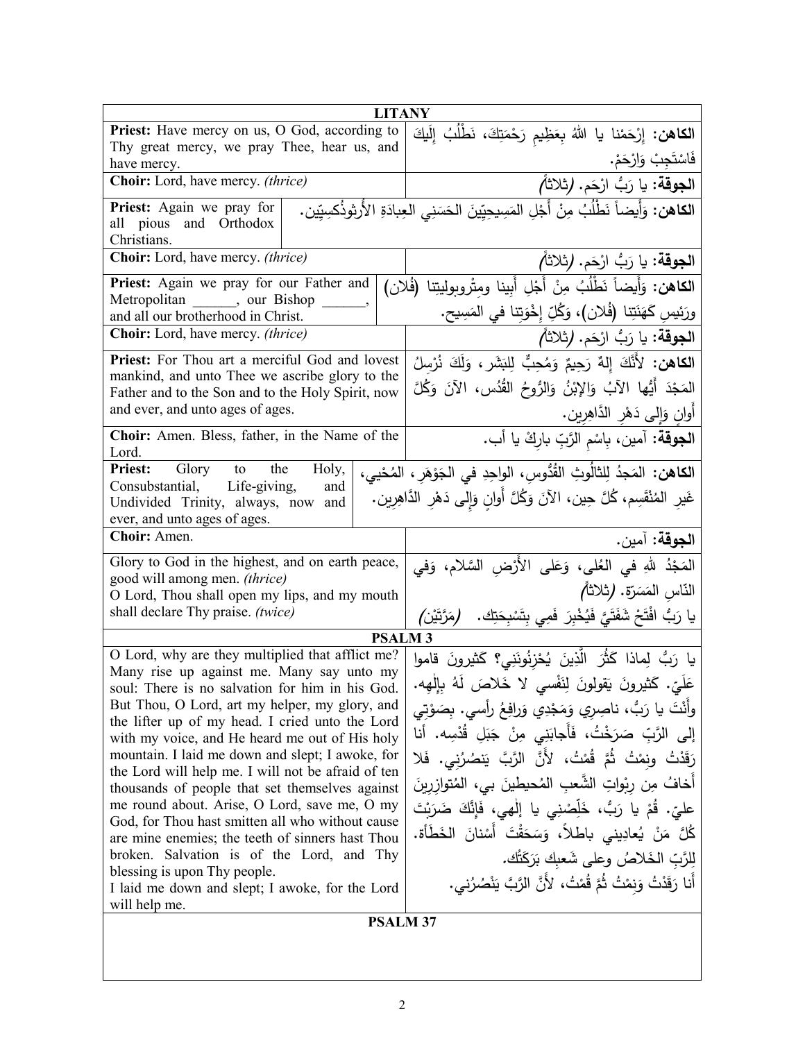## LITANY

| English | Arabic |
|---|---|
| **Priest:** Have mercy on us, O God, according to Thy great mercy, we pray Thee, hear us, and have mercy. | **الكاهن:** إرْحَمْنا يا اللهُ بِعَظِيمِ رَحْمَتِكَ، نَطْلُبُ إلَيكَ فَاسْتَجِبْ وَارْحَمْ. |
| **Choir:** Lord, have mercy. *(thrice)* | **الجوقة:** يا رَبُّ ارْحَم. *(ثلاثاً)* |
| **Priest:** Again we pray for all pious and Orthodox Christians. | **الكاهن:** وَأَيضاً نَطْلُبُ مِنْ أَجْلِ المَسِيحِيِّينَ الحَسَنِي العِبادَةِ الأُرثوذُكسِيّين. |
| **Choir:** Lord, have mercy. *(thrice)* | **الجوقة:** يا رَبُّ ارْحَم. *(ثلاثاً)* |
| **Priest:** Again we pray for our Father and Metropolitan ______, our Bishop ______, and all our brotherhood in Christ. | **الكاهن:** وَأَيضاً نَطْلُبُ مِنْ أَجْلِ أَبِينا ومِتْروبوليتنا (فُلان) ورَئِيسِ كَهَنَتِنا (فُلان)، وَكُلِّ إِخْوَتِنا في المَسِيح. |
| **Choir:** Lord, have mercy. *(thrice)* | **الجوقة:** يا رَبُّ ارْحَم. *(ثلاثاً)* |
| **Priest:** For Thou art a merciful God and lovest mankind, and unto Thee we ascribe glory to the Father and to the Son and to the Holy Spirit, now and ever, and unto ages of ages. | **الكاهن:** لأَنَّكَ إِلهٌ رَحِيمٌ وَمُحِبٌّ لِلبَشَرِ، وَلَكَ نُرْسِلُ المَجْدَ أَيُّها الآبُ وَالإِبْنُ وَالرُّوحُ القُدُس، الآنَ وَكُلَّ أَوانٍ وَإِلى دَهْرِ الدَّاهِرِين. |
| **Choir:** Amen. Bless, father, in the Name of the Lord. | **الجوقة:** آمين، بِاسْمِ الرَّبِّ بارِكْ يا أب. |
| **Priest:** Glory to the Holy, Consubstantial, Life-giving, and Undivided Trinity, always, now and ever, and unto ages of ages. | **الكاهن:** المَجدُ لِلثالُوثِ القُدُّوسِ، الواحِدِ في الجَوْهَرِ، المُحْيِي، غَيرِ المُنْقَسِمِ، كُلَّ حِين، الآنَ وَكُلَّ أَوانٍ وَإِلى دَهْرِ الدَّاهِرِين. |
| **Choir:** Amen. | **الجوقة:** آمين. |
| Glory to God in the highest, and on earth peace, good will among men. *(thrice)*<br>O Lord, Thou shall open my lips, and my mouth shall declare Thy praise. *(twice)* | المَجْدُ للهِ في العُلى، وَعَلى الأَرْضِ السَّلام، وَفي النَّاسِ المَسَرَّة. *(ثلاثاً)*<br>يا رَبُّ افْتَحْ شَفَتَيَّ فَيُخْبِرَ فَمِي بِتَسْبِحَتِك. *(مَرَّتَيْن)* |

## PSALM 3

| English | Arabic |
|---|---|
| O Lord, why are they multiplied that afflict me? Many rise up against me. Many say unto my soul: There is no salvation for him in his God. But Thou, O Lord, art my helper, my glory, and the lifter up of my head. I cried unto the Lord with my voice, and He heard me out of His holy mountain. I laid me down and slept; I awoke, for the Lord will help me. I will not be afraid of ten thousands of people that set themselves against me round about. Arise, O Lord, save me, O my God, for Thou hast smitten all who without cause are mine enemies; the teeth of sinners hast Thou broken. Salvation is of the Lord, and Thy blessing is upon Thy people.<br>I laid me down and slept; I awoke, for the Lord will help me. | يا رَبُّ لِماذا كَثُرَ الَّذِينَ يُحْزِنُونَنِي؟ كَثيرونَ قاموا عَلَيّ. كَثيرونَ يَقولونَ لِنَفْسي لا خَلاصَ لَهُ بِإِلٰهِه. وأَنْتَ يا رَبُّ، ناصِرِي وَمَجْدِي وَرافِعُ رأسي. بِصَوْتِي إلى الرَّبِّ صَرَخْتُ، فَأَجابَنِي مِنْ جَبَلِ قُدْسِه. أنا رَقَدْتُ ونِمْتُ ثُمَّ قُمْتُ، لأَنَّ الرَّبَّ يَنصُرُنِي. فَلا أَخافُ مِن رِبْواتِ الشَّعبِ المُحيطينَ بي، المُتوازِرِينَ عليّ. قُمْ يا رَبُّ، خَلِّصْنِي يا إلٰهي، فَإِنَّكَ ضَرَبْتَ كُلَّ مَنْ يُعادِيني باطلاً، وَسَحَقْتَ أَسْنانَ الخَطَأة. لِلرَّبِّ الخَلاصُ وعلى شَعبِكَ بَرَكَتُك.<br>أَنا رَقَدْتُ وَنِمْتُ ثُمَّ قُمْتُ، لأَنَّ الرَّبَّ يَنْصُرُني. |

## PSALM 37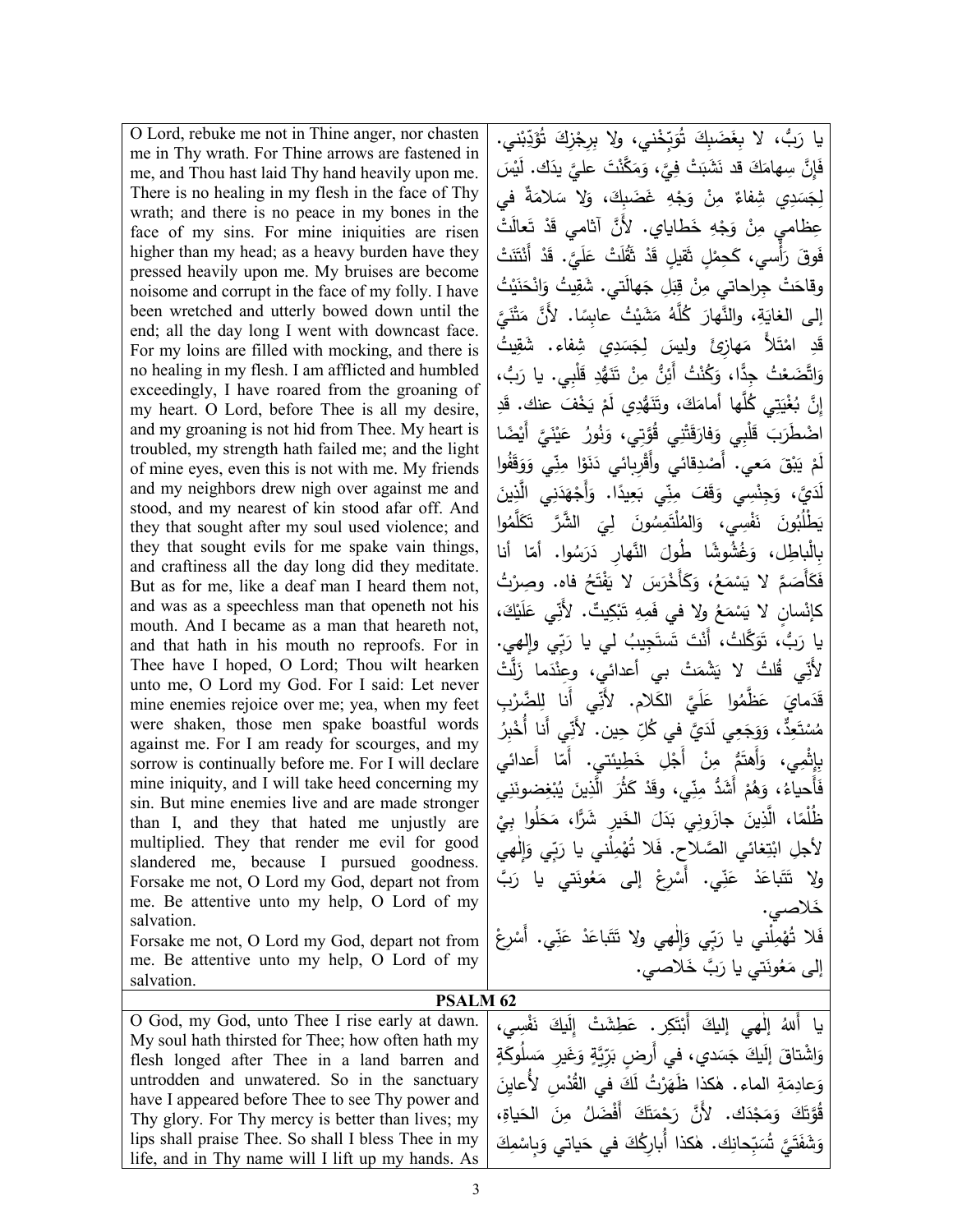| | |
|---|---|
| O Lord, rebuke me not in Thine anger, nor chasten me in Thy wrath. For Thine arrows are fastened in me, and Thou hast laid Thy hand heavily upon me. There is no healing in my flesh in the face of Thy wrath; and there is no peace in my bones in the face of my sins. For mine iniquities are risen higher than my head; as a heavy burden have they pressed heavily upon me. My bruises are become noisome and corrupt in the face of my folly. I have been wretched and utterly bowed down until the end; all the day long I went with downcast face. For my loins are filled with mocking, and there is no healing in my flesh. I am afflicted and humbled exceedingly, I have roared from the groaning of my heart. O Lord, before Thee is all my desire, and my groaning is not hid from Thee. My heart is troubled, my strength hath failed me; and the light of mine eyes, even this is not with me. My friends and my neighbors drew nigh over against me and stood, and my nearest of kin stood afar off. And they that sought after my soul used violence; and they that sought evils for me spake vain things, and craftiness all the day long did they meditate. But as for me, like a deaf man I heard them not, and was as a speechless man that openeth not his mouth. And I became as a man that heareth not, and that hath in his mouth no reproofs. For in Thee have I hoped, O Lord; Thou wilt hearken unto me, O Lord my God. For I said: Let never mine enemies rejoice over me; yea, when my feet were shaken, those men spake boastful words against me. For I am ready for scourges, and my sorrow is continually before me. For I will declare mine iniquity, and I will take heed concerning my sin. But mine enemies live and are made stronger than I, and they that hated me unjustly are multiplied. They that render me evil for good slandered me, because I pursued goodness. Forsake me not, O Lord my God, depart not from me. Be attentive unto my help, O Lord of my salvation.<br>Forsake me not, O Lord my God, depart not from me. Be attentive unto my help, O Lord of my salvation. | يا رَبُّ، لا بِغَضَبِكَ تُوَبِّخْني، ولا بِرِجْزِكَ تُؤَدِّبْني. فَإِنَّ سِهامَكَ قد نَشَبَتْ فِيَّ، وَمَكَّنْتَ عليَّ يدَك. لَيْسَ لِجَسَدِي شِفاءٌ مِنْ وَجْهِ غَضَبِكَ، وَلا سَلامَةٌ في عِظامي مِنْ وَجْهِ خَطاياي. لأنَّ آثامي قَدْ تَعالَتْ فَوقَ رَأْسي، كَحِمْلٍ ثَقيلٍ قَدْ ثَقُلَتْ عَلَيَّ. قَدْ أَنْتَنَتْ وقاحَتْ جِراحاتي مِنْ قِبَلِ جَهالَتي. شَقِيتُ وَانْحَنَيْتُ إلى الغايَةِ، والنَّهارَ كُلَّهُ مَشَيْتُ عابِسًا. لأنَّ مَتْنَيَّ قَدِ امْتَلأَ مَهازِئَ وليسَ لِجَسَدِي شِفاء. شَقِيتُ وَاتَّضَعْتُ جِدًّا، وَكُنْتُ أَئِنُّ مِنْ تَنَهُّدِ قَلْبِي. يا رَبُّ، إنَّ بُغْيَتِي كُلَّها أمامَكَ، وتَنَهُّدِي لَمْ يَخْفَ عنك. قَدِ اضْطَرَبَ قَلْبِي وَفارَقَتْنِي قُوَّتِي، وَنُورُ عَيْنَيَّ أَيْضًا لَمْ يَبْقَ مَعي. أَصْدِقائي وأَقْرِبائي دَنَوْا مِنِّي وَوَقَفُوا لَدَيَّ، وَجِنْسِي وَقَفَ مِنِّي بَعِيدًا. وَأَجْهَدَنِي الَّذِينَ يَطْلُبُونَ نَفْسِي، وَالمُلْتَمِسُونَ لِيَ الشَّرَّ تَكَلَّمُوا بِالْباطِلِ، وَغُشُوشًا طُولَ النَّهارِ دَرَسُوا. أمّا أنا فَكَأَصَمَّ لا يَسْمَعُ، وَكَأَخْرَسَ لا يَفْتَحُ فاه. وصِرْتُ كإنْسانٍ لا يَسْمَعُ ولا في فَمِهِ تَبْكِيتٌ. لأَنِّي عَلَيْكَ، يا رَبُّ، تَوَكَّلتُ، أَنْتَ تَستَجِيبُ لي يا رَبِّي وإلٰهي. لأنِّي قُلتُ لا يَشْمَتْ بي أعدائي، وعِنْدَما زَلَّتْ قَدَمايَ عَظَّمُوا عَلَيَّ الكَلام. لأنِّي أنا لِلضَّرْبِ مُسْتَعِدٌّ، وَوَجَعِي لَدَيَّ في كُلِّ حِين. لأنِّي أنا أُخْبِرُ بِإِثْمِي، وَأَهتَمُّ مِنْ أَجْلِ خَطِيئتي. أمّا أَعدائي فَأَحياءُ، وَهُمْ أَشَدُّ مِنِّي، وقَدْ كَثُرَ الَّذِينَ يُبْغِضُونَنِي ظُلْمًا، الَّذِينَ جازَوني بَدَلَ الخَيرِ شَرًّا، مَحَلُوا بِيْ لأجلِ ابْتِغائي الصَّلاح. فَلا تُهْمِلْني يا رَبِّي وَإلٰهي ولا تَتَباعَدْ عَنِّي. أَسْرِعْ إلى مَعُونَتِي يا رَبَّ خَلاصي.<br>فَلا تُهْمِلْني يا رَبِّي وَإلٰهي ولا تَتَباعَدْ عَنِّي. أَسْرِعْ إلى مَعُونَتي يا رَبَّ خَلاصي. |

**PSALM 62**

| | |
|---|---|
| O God, my God, unto Thee I rise early at dawn. My soul hath thirsted for Thee; how often hath my flesh longed after Thee in a land barren and untrodden and unwatered. So in the sanctuary have I appeared before Thee to see Thy power and Thy glory. For Thy mercy is better than lives; my lips shall praise Thee. So shall I bless Thee in my life, and in Thy name will I lift up my hands. As | يا أَللهُ إلٰهي إليكَ أَبْتَكِر. عَطِشَتْ إِلَيكَ نَفْسِي، وَاشْتاقَ إِلَيكَ جَسَدي، في أَرضٍ بَرِّيَّةٍ وَغَيرِ مَسلُوكَةٍ وَعادِمَةِ الماء. هٰكذا ظَهَرْتُ لَكَ في القُدْسِ لأُعايِنَ قُوَّتَكَ وَمَجْدَك. لأَنَّ رَحْمَتَكَ أَفْضَلُ مِنَ الحَياةِ، وَشَفَتَيَّ تُسَبِّحانِك. هٰكذا أُبارِكُكَ في حَياتي وَبِاسْمِكَ |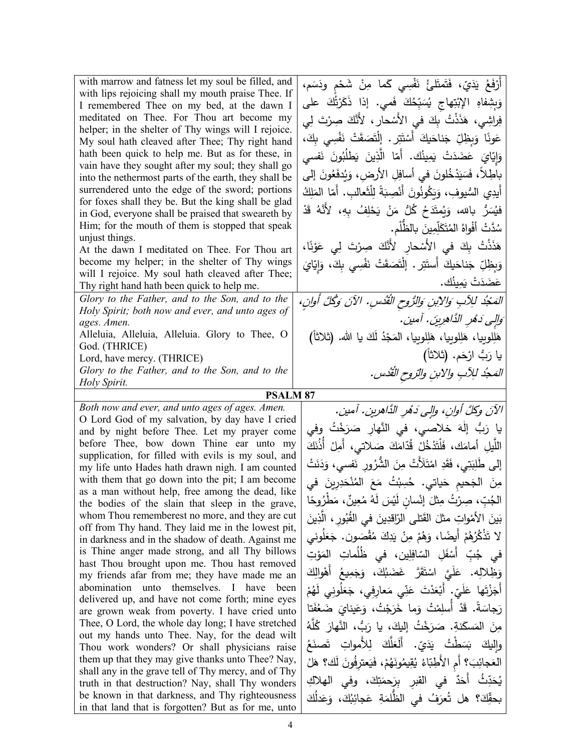| | |
|---|---|
| with marrow and fatness let my soul be filled, and with lips rejoicing shall my mouth praise Thee. If I remembered Thee on my bed, at the dawn I meditated on Thee. For Thou art become my helper; in the shelter of Thy wings will I rejoice. My soul hath cleaved after Thee; Thy right hand hath been quick to help me. But as for these, in vain have they sought after my soul; they shall go into the nethermost parts of the earth, they shall be surrendered unto the edge of the sword; portions for foxes shall they be. But the king shall be glad in God, everyone shall be praised that sweareth by Him; for the mouth of them is stopped that speak unjust things.<br>At the dawn I meditated on Thee. For Thou art become my helper; in the shelter of Thy wings will I rejoice. My soul hath cleaved after Thee; Thy right hand hath been quick to help me. | أَرْفَعُ يَدَيّ، فَتَمتَلئُ نَفْسِي كَما مِنْ شَحْمٍ ودَسَم، وَبِشِفاهِ الإِبْتِهاجِ يُسَبِّحُكَ فَمي. إذا ذَكَرْتُكَ على فِراشِي، هَذَذْتُ بِكَ في الأَسْحارِ، لأَنَّكَ صِرْتَ لِي عَونًا وَبِظِلِّ جَناحَيكَ أَسْتَتِر. إِلْتَصَقَتْ نَفْسِي بِكَ، وَإِيّايَ عَضَدَتْ يَمينُك. أمّا الَّذِينَ يَطلُبُونَ نَفسي باطِلاً، فَسَيَدْخُلونَ في أسافِلِ الأرض، وَيُدفَعُونَ إلى أَيدِي السُّيوفِ، وَيَكُونُونَ أَنْصِبَةً لِلْثَّعالِب. أمّا المَلِكُ فيُسَرُّ بالله، وَيُمتَدَحُ كُلُّ مَنْ يَحْلِفُ بِهِ، لأَنَّهُ قَدْ سُدَّتْ أَفْواهُ المُتَكَلِّمِينَ بالظُّلْم.<br>هَذَذْتُ بِكَ في الأَسْحارِ لأَنَّكَ صِرْتَ لِي عَوْنًا، وَبِظِلِّ جَناحَيكَ أَستَتِر. إِلْتَصَقَتْ نَفْسِي بِكَ، وَإِيّايَ عَضَدَتْ يَمينُك. |
| *Glory to the Father, and to the Son, and to the Holy Spirit; both now and ever, and unto ages of ages. Amen.*<br>Alleluia, Alleluia, Alleluia. Glory to Thee, O God. (THRICE)<br>Lord, have mercy. (THRICE)<br>*Glory to the Father, and to the Son, and to the Holy Spirit.* | *المَجْدُ لِلآبِ وَالابْنِ وَالرّوحِ القُدُسِ. الآنَ وَكُلَّ أَوانٍ، وَإِلى دَهْرِ الدّاهِرِينَ. آمين.*<br>هَلِلوييا، هَلِلوييا، هَلِلوييا، المَجْدُ لَكَ يا الله. (ثلاثاً)<br>يا رَبُّ ارْحَم. (ثلاثاً)<br>*المَجْد لِلآبِ والابنِ والرّوحِ القُدُس.* |

**PSALM 87**

| | |
|---|---|
| *Both now and ever, and unto ages of ages. Amen.*<br>O Lord God of my salvation, by day have I cried and by night before Thee. Let my prayer come before Thee, bow down Thine ear unto my supplication, for filled with evils is my soul, and my life unto Hades hath drawn nigh. I am counted with them that go down into the pit; I am become as a man without help, free among the dead, like the bodies of the slain that sleep in the grave, whom Thou rememberest no more, and they are cut off from Thy hand. They laid me in the lowest pit, in darkness and in the shadow of death. Against me is Thine anger made strong, and all Thy billows hast Thou brought upon me. Thou hast removed my friends afar from me; they have made me an abomination unto themselves. I have been delivered up, and have not come forth; mine eyes are grown weak from poverty. I have cried unto Thee, O Lord, the whole day long; I have stretched out my hands unto Thee. Nay, for the dead wilt Thou work wonders? Or shall physicians raise them up that they may give thanks unto Thee? Nay, shall any in the grave tell of Thy mercy, and of Thy truth in that destruction? Nay, shall Thy wonders be known in that darkness, and Thy righteousness in that land that is forgotten? But as for me, unto | *الآنَ وكلَّ أوانٍ، وإلى دَهْرِ الدَّاهرين. آمين.*<br>يا رَبُّ إلَهَ خلاصي، في النَّهارِ صَرَخْتُ وفي اللَّيلِ أمامَك، فَلْتَدْخُلْ قُدّامَكَ صَلاتي، أَمِلْ أُذُنَكَ إلى طَلِبَتي، فَقَدِ امْتَلَأَتْ مِنَ الشُّرُورِ نَفسي، وَدَنَتْ مِنَ الجَحيمِ حَياتي. حُسِبْتُ مَعَ المُنْحَدِرِينَ في الجُبِّ، صِرْتُ مِثلَ إنْسانٍ لَيْسَ لَهُ مُعِينٌ، مَطْرُوحًا بَينَ الأمْواتِ مثلَ القَتلى الرّاقِدِينَ في القُبُورِ، الَّذِينَ لا تَذْكُرُهُمْ أَيضًا، وَهُمْ مِنْ يَدِكَ مُقْصَون. جَعَلُوني في جُبِّ أَسْفَلِ السّافِلِين، في ظُلُماتِ المَوْتِ وَظِلالِه. عَلَيَّ اسْتَقَرَّ غَضَبُكَ، وَجَمِيعُ أَهْوالِكَ أَجَزْتَها عَلَيّ. أَبْعَدْتَ عَنّي مَعارِفِي، جَعَلُونِي لَهُمْ رَجاسَةً. قَدْ أُسلِمْتُ وَما خَرَجْتُ، وَعَيناي ضَعُفَتا مِنَ المَسكَنة. صَرَخْتُ إليكَ، يا رَبُّ، النَّهارَ كُلَّهُ وإليكَ بَسَطْتُ يَدَيّ. أَلَعَلَّكَ لِلأمواتِ تَصنَعُ العَجائِبَ؟ أَمِ الأَطِبّاءُ يُقِيمُونَهُمْ، فَيَعترِفُونَ لَك؟ هَلْ يُحَدِّثُ أَحَدٌ في القبرِ بِرَحمَتِكَ، وفي الهلاكِ بحقِّكَ؟ هل تُعرَفُ في الظُّلمَةِ عَجائِبُكَ، وَعَدلُكَ |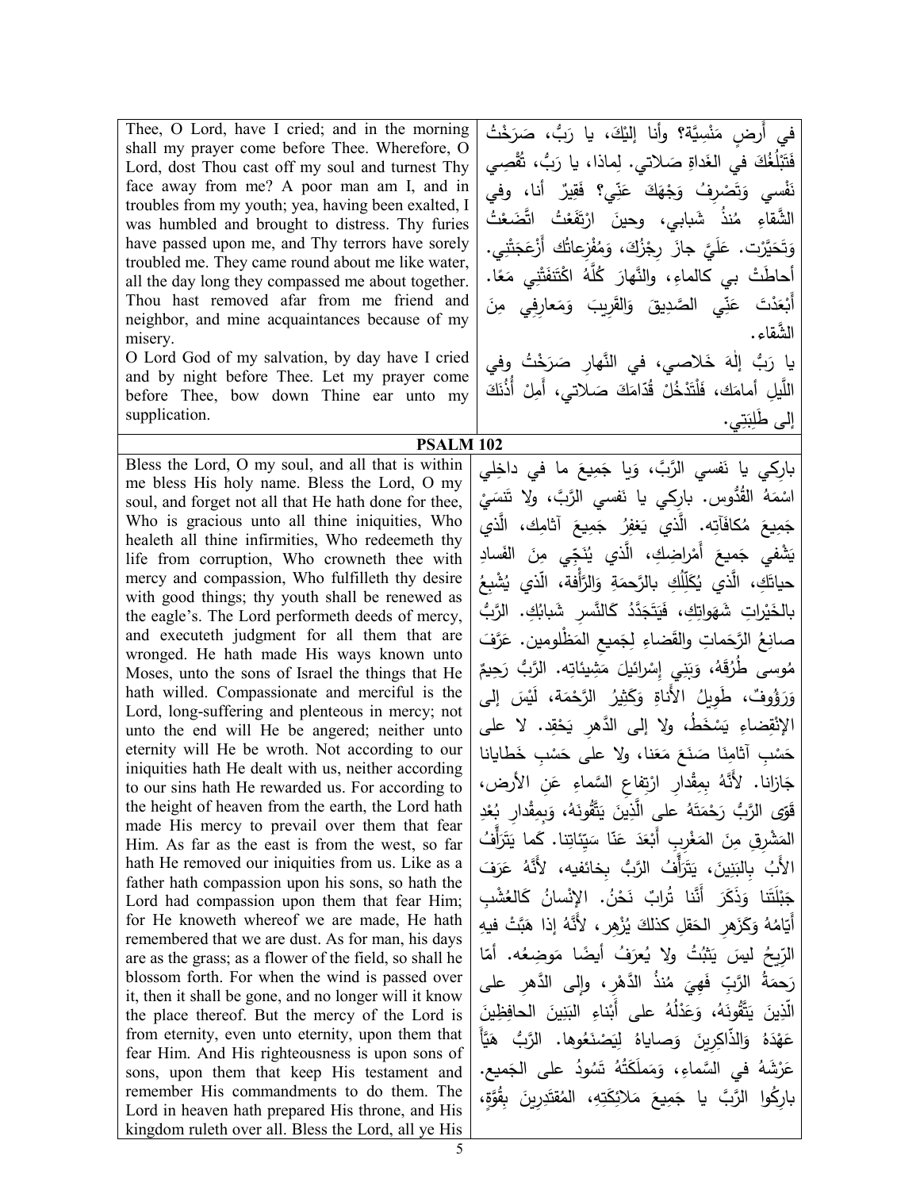| | |
|---|---|
| Thee, O Lord, have I cried; and in the morning shall my prayer come before Thee. Wherefore, O Lord, dost Thou cast off my soul and turnest Thy face away from me? A poor man am I, and in troubles from my youth; yea, having been exalted, I was humbled and brought to distress. Thy furies have passed upon me, and Thy terrors have sorely troubled me. They came round about me like water, all the day long they compassed me about together. Thou hast removed afar from me friend and neighbor, and mine acquaintances because of my misery.<br>O Lord God of my salvation, by day have I cried and by night before Thee. Let my prayer come before Thee, bow down Thine ear unto my supplication. | في أَرضٍ مَنْسِيَّة؟ وأنا إليْكَ، يا رَبُّ، صَرَخْتُ فَتَبْلُغُكَ في الغَداةِ صَلاتي. لِماذا، يا رَبُّ، تُقْصِي نَفْسي وَتَصْرِفُ وَجْهَكَ عَنّي؟ فَقيرٌ أنا، وفي الشَّقاءِ مُنذُ شَبابي، وحينَ ارْتَفَعْتُ اتَّضَعْتُ وَتَحَيَّرْت. عَلَيَّ جازَ رِجْزُكَ، وَمُفْزِعاتُك أَزْعَجَتْنِي. أحاطَتْ بي كالماءِ، والنَّهارَ كُلَّهُ اكْتَنفَتْني مَعًا. أَبْعَدْتَ عَنِّي الصَّدِيقَ وَالقَرِيبَ وَمَعارِفِي مِنَ الشَّقاء.<br>يا رَبُّ إلهَ خَلاصي، في النَّهارِ صَرَخْتُ وفي اللَّيلِ أمامَك، فَلْتَدْخُلْ قُدّامَكَ صَلاتي، أَمِلْ أُذُنَكَ إلى طَلِبَتِي. |
| **PSALM 102** | |
| Bless the Lord, O my soul, and all that is within me bless His holy name. Bless the Lord, O my soul, and forget not all that He hath done for thee, Who is gracious unto all thine iniquities, Who healeth all thine infirmities, Who redeemeth thy life from corruption, Who crowneth thee with mercy and compassion, Who fulfilleth thy desire with good things; thy youth shall be renewed as the eagle's. The Lord performeth deeds of mercy, and executeth judgment for all them that are wronged. He hath made His ways known unto Moses, unto the sons of Israel the things that He hath willed. Compassionate and merciful is the Lord, long-suffering and plenteous in mercy; not unto the end will He be angered; neither unto eternity will He be wroth. Not according to our iniquities hath He dealt with us, neither according to our sins hath He rewarded us. For according to the height of heaven from the earth, the Lord hath made His mercy to prevail over them that fear Him. As far as the east is from the west, so far hath He removed our iniquities from us. Like as a father hath compassion upon his sons, so hath the Lord had compassion upon them that fear Him; for He knoweth whereof we are made, He hath remembered that we are dust. As for man, his days are as the grass; as a flower of the field, so shall he blossom forth. For when the wind is passed over it, then it shall be gone, and no longer will it know the place thereof. But the mercy of the Lord is from eternity, even unto eternity, upon them that fear Him. And His righteousness is upon sons of sons, upon them that keep His testament and remember His commandments to do them. The Lord in heaven hath prepared His throne, and His kingdom ruleth over all. Bless the Lord, all ye His | بارِكي يا نَفسي الرَّبَّ، وَيا جَميعَ ما في داخِلي اسْمَهُ القُدُّوس. بارِكي يا نَفسي الرَّبَّ، ولا تَنسَيْ جَمِيعَ مُكافَآتِه. الَّذي يَغفِرُ جَمِيعَ آثامِكِ، الَّذي يَشْفي جَمِيعَ أَمْراضِكِ، الَّذي يُنَجّي مِنَ الفَسادِ حياتَكِ، الَّذي يُكَلِّلُكِ بالرَّحمَةِ وَالرَّأْفة، الَّذي يُشْبِعُ بالخَيْراتِ شَهَواتِكِ، فَيَتَجَدَّدُ كَالنَّسرِ شَبابُكِ. الرَّبُّ صانِعُ الرَّحَماتِ والقَضاءِ لِجَميعِ المَظْلومين. عَرَّفَ مُوسى طُرُقَهُ، وَبَني إسْرائيلَ مَشِيئاتِه. الرَّبُّ رَحِيمٌ وَرَؤُوفٌ، طَوِيلُ الأَناةِ وَكَثِيرُ الرَّحْمَة، لَيْسَ إلى الإنْقِضاءِ يَسْخَطُ، ولا إلى الدَّهرِ يَحْقِد. لا على حَسْبِ آثامِنا صَنَعَ مَعَنا، ولا على حَسْبِ خَطايانا جَازانا. لأَنَّهُ بِمِقْدارِ ارْتِفاعِ السَّماءِ عَنِ الأرض، قَوّى الرَّبُّ رَحْمَتَهُ على الَّذِينَ يَتَّقُونَهُ، وَبِمِقْدارِ بُعْدِ المَشْرِقِ مِنَ المَغْرِبِ أَبْعَدَ عَنّا سَيِّئاتِنا. كَما يَتَرَأَّفُ الأَبُ بِالبَنِينَ، يَتَرَأَّفُ الرَّبُّ بِخائفيه، لأَنَّهُ عَرَفَ جَبْلَتَنا وَذَكَرَ أَنَّنا تُرابٌ نَحْنُ. الإنْسانُ كَالعُشْبِ أَيّامُهُ وَكَزَهرِ الحَقلِ كذلكَ يُزْهِر، لأَنَّهُ إذا هَبَّتْ فيهِ الرِّيحُ ليسَ يَثبُتُ ولا يُعرَفُ أيضًا مَوضِعُه. أمّا رَحمَةُ الرَّبِّ فَهِيَ مُنذُ الدَّهْرِ، وإلى الدَّهرِ على الَّذِينَ يَتَّقُونَهُ، وَعَدْلُهُ على أَبْناءِ البَنِينَ الحافِظِينَ عَهْدَهُ وَالذّاكِرِينَ وَصاياهُ لِيَصْنَعُوها. الرَّبُّ هَيَّأَ عَرْشَهُ في السَّماءِ، وَمَملَكَتُهُ تَسُودُ على الجَميع. بارِكُوا الرَّبَّ يا جَمِيعَ مَلائِكَتِهِ، المُقتَدِرِينَ بِقُوَّةٍ، |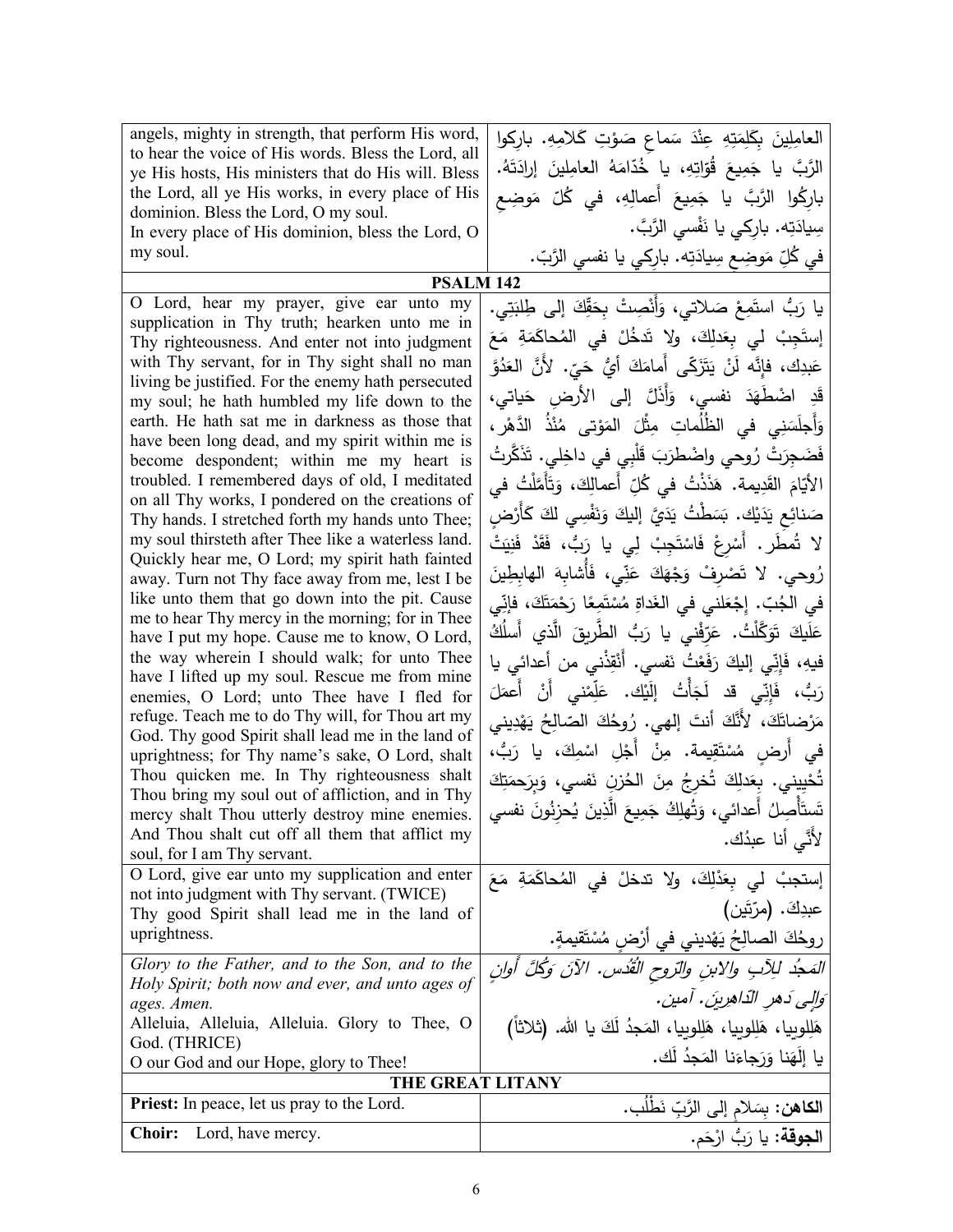| | |
|---|---|
| angels, mighty in strength, that perform His word, to hear the voice of His words. Bless the Lord, all ye His hosts, His ministers that do His will. Bless the Lord, all ye His works, in every place of His dominion. Bless the Lord, O my soul.<br>In every place of His dominion, bless the Lord, O my soul. | العامِلينَ بِكَلِمَتِهِ عِنْدَ سَماعِ صَوْتِ كَلامِهِ. باركوا الرَّبَّ يا جَميعَ قُوّاتِهِ، يا خُدّامَهُ العامِلينَ إرادَتَهُ. بارِكُوا الرَّبَّ يا جَميعَ أعمالِهِ، في كُلِّ مَوضِعِ سِيادَتِه. بارِكي يا نَفْسي الرَّبَّ.<br>في كُلِّ مَوضِعِ سِيادَتِه. بارِكي يا نفسي الرَّبّ. |
| **PSALM 142** | |
| O Lord, hear my prayer, give ear unto my supplication in Thy truth; hearken unto me in Thy righteousness. And enter not into judgment with Thy servant, for in Thy sight shall no man living be justified. For the enemy hath persecuted my soul; he hath humbled my life down to the earth. He hath sat me in darkness as those that have been long dead, and my spirit within me is become despondent; within me my heart is troubled. I remembered days of old, I meditated on all Thy works, I pondered on the creations of Thy hands. I stretched forth my hands unto Thee; my soul thirsteth after Thee like a waterless land. Quickly hear me, O Lord; my spirit hath fainted away. Turn not Thy face away from me, lest I be like unto them that go down into the pit. Cause me to hear Thy mercy in the morning; for in Thee have I put my hope. Cause me to know, O Lord, the way wherein I should walk; for unto Thee have I lifted up my soul. Rescue me from mine enemies, O Lord; unto Thee have I fled for refuge. Teach me to do Thy will, for Thou art my God. Thy good Spirit shall lead me in the land of uprightness; for Thy name's sake, O Lord, shalt Thou quicken me. In Thy righteousness shalt Thou bring my soul out of affliction, and in Thy mercy shalt Thou utterly destroy mine enemies. And Thou shalt cut off all them that afflict my soul, for I am Thy servant. | يا رَبُّ استَمِعْ صَلاتي، وَأَنْصِتْ بِحَقِّكَ إلى طِلبَتِي. إستَجِبْ لي بِعَدلِكَ، ولا تَدخُلْ في المُحاكَمَةِ مَعَ عَبدِك، فإنَّه لَنْ يَتَزَكّى أَمامَكَ أيُّ حَيّ. لأنَّ العَدُوَّ قَدِ اضْطَهَدَ نفسي، وَأَذَلَّ إلى الأرضِ حَياتي، وَأَجلَسَني في الظُّلُماتِ مِثْلَ المَوْتى مُنْذُ الدَّهْر، فَضَجِرَتْ رُوحي واضْطَرَبَ قَلْبِي في داخِلي. تَذَكَّرتُ الأيّامَ القَديمة. هَذَذْتُ في كُلِّ أَعمالِكَ، وَتَأَمَّلْتُ في صَنائِعِ يَدَيْك. بَسَطْتُ يَدَيَّ إليكَ وَنَفْسِي لكَ كَأَرْضٍ لا تُمطَر. أَسْرِعْ فَاسْتَجِبْ لِي يا رَبُّ، فَقَدْ فَنِيَتْ رُوحي. لا تَصْرِفْ وَجْهَكَ عَنِّي، فَأُشابِهَ الهابِطِينَ في الجُبّ. إجْعَلني في الغَداةِ مُسْتَمِعًا رَحْمَتَكَ، فإنّي عَلَيكَ تَوَكَّلْتُ. عَرِّفْني يا رَبُّ الطَّريقَ الَّذي أَسلُكُ فيهِ، فَإنّي إليكَ رَفَعْتُ نَفسي. أَنْقِذْني من أعدائي يا رَبُّ، فَإنّي قد لَجَأْتُ إلَيْك. عَلِّمْني أنْ أعمَلَ مَرْضاتَكَ، لأَنَّكَ أنتَ إلهي. رُوحُكَ الصّالِحُ يَهْديني في أَرضٍ مُسْتَقيمة. مِنْ أَجْلِ اسْمِكَ، يا رَبُّ، تُحْيِيني. بِعَدلِكَ تُخرِجُ مِنَ الحُزنِ نَفسي، وَبِرَحمَتِكَ تَستَأْصِلُ أَعدائي، وَتُهلِكُ جَميعَ الَّذينَ يُحزِنُونَ نفسي لأَنّي أنا عبدُك. |
| O Lord, give ear unto my supplication and enter not into judgment with Thy servant. (TWICE)<br>Thy good Spirit shall lead me in the land of uprightness. | إستجبْ لي بِعَدْلِكَ، ولا تدخلْ في المُحاكَمَةِ مَعَ عبدِكَ. (مرّتين)<br>روحُكَ الصالِحُ يَهْديني في أرْضٍ مُسْتَقيمةٍ. |
| *Glory to the Father, and to the Son, and to the Holy Spirit; both now and ever, and unto ages of ages. Amen.*<br>Alleluia, Alleluia, Alleluia. Glory to Thee, O God. (THRICE)<br>O our God and our Hope, glory to Thee! | *المَجدُ للآبِ والابنِ والروحِ القُدُس. الآنَ وَكُلَّ أوانٍ وَإلى دَهرِ الدّاهِرينَ. آمين.*<br>هَلِلوييا، هَلِلوييا، هَلِلوييا، المَجدُ لَكَ يا الله. (ثلاثاً)<br>يا إلَهَنا وَرَجاءَنا المَجدُ لَك. |
| **THE GREAT LITANY** | |
| **Priest:** In peace, let us pray to the Lord. | **الكاهن:** بِسَلامٍ إلى الرَّبِّ نَطْلُب. |
| **Choir:** Lord, have mercy. | **الجوقة:** يا رَبُّ ارْحَم. |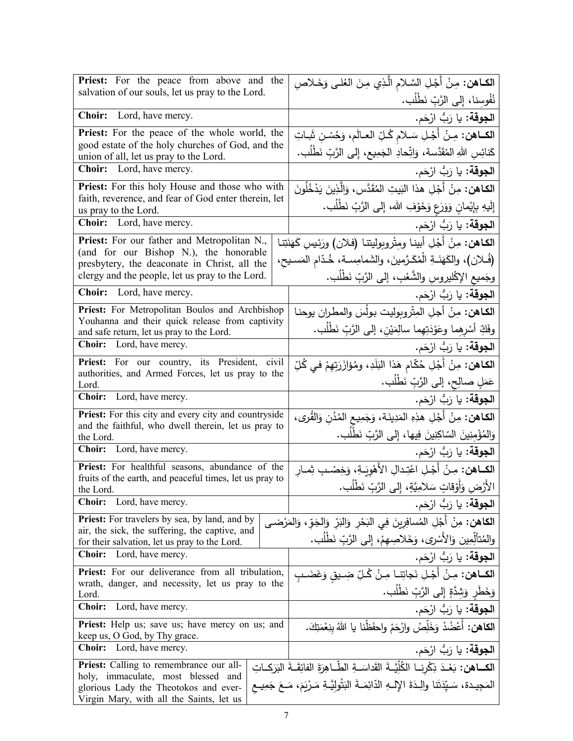| | |
|---|---|
| **Priest:** For the peace from above and the salvation of our souls, let us pray to the Lord. | **الكـاهن:** مِنْ أَجْلِ السَّلامِ الَّذِي مِنَ العُلى وَخَلاصِ نُفُوسِنا، إلى الرَّبِّ نَطْلُب. |
| **Choir:** Lord, have mercy. | **الجوقة:** يا رَبُّ ارْحَم. |
| **Priest:** For the peace of the whole world, the good estate of the holy churches of God, and the union of all, let us pray to the Lord. | **الكـاهن:** مِنْ أَجْلِ سَلامِ كُلِّ العالَم، وَحُسْنِ ثَباتِ كَنائِسِ اللهِ المُقَدَّسة، وَاتِّحادِ الجَمِيع، إلى الرَّبِّ نَطْلُب. |
| **Choir:** Lord, have mercy. | **الجوقة:** يا رَبُّ ارْحَم. |
| **Priest:** For this holy House and those who with faith, reverence, and fear of God enter therein, let us pray to the Lord. | **الكاهن:** مِنْ أَجْلِ هذا البَيتِ المُقَدَّس، وَالَّذِينَ يَدْخُلُونَ إِلَيهِ بِإِيْمانٍ وَوَرَعٍ وَخَوْفِ الله، إلى الرَّبِّ نَطْلُب. |
| **Choir:** Lord, have mercy. | **الجوقة:** يا رَبُّ ارْحَم. |
| **Priest:** For our father and Metropolitan N., (and for our Bishop N.), the honorable presbytery, the deaconate in Christ, all the clergy and the people, let us pray to the Lord. | **الكاهن:** مِنْ أَجْلِ أبينا ومِتْروبوليتنا (فلان) ورَئيسِ كَهَنَتِنا (فُلان)، والكَهَنَةِ المُكَرَّمينَ، والشَمامِسةِ، خُدّامِ المَسيحِ، وجَميعِ الإكْليروسِ والشَّعْبِ، إلى الرَّبِّ نَطْلُب. |
| **Choir:** Lord, have mercy. | **الجوقة:** يا رَبُّ ارْحَم. |
| **Priest:** For Metropolitan Boulos and Archbishop Youhanna and their quick release from captivity and safe return, let us pray to the Lord. | **الكاهن:** مِنْ أجلِ المِتْروبوليت بولُسَ والمطران يوحنا وفَكِّ أسْرِهِما وعَوْدَتِهِما سالِمَيْنِ، إلى الرَّبِّ نَطْلُب. |
| **Choir:** Lord, have mercy. | **الجوقة:** يا رَبُّ ارْحَم. |
| **Priest:** For our country, its President, civil authorities, and Armed Forces, let us pray to the Lord. | **الكاهن:** مِنْ أَجْلِ حُكّامِ هَذا البَلَدِ، ومُؤازَرَتِهِمْ في كُلِّ عَمَلٍ صالِحٍ، إلى الرَّبِّ نَطْلُب. |
| **Choir:** Lord, have mercy. | **الجوقة:** يا رَبُّ ارْحَم. |
| **Priest:** For this city and every city and countryside and the faithful, who dwell therein, let us pray to the Lord. | **الكاهن:** مِنْ أَجْلِ هذِهِ المَدِينَة، وَجَمِيعِ المُدُنِ وَالقُرى، وَالمُؤْمِنِينَ السّاكِنِينَ فِيها، إلى الرَّبِّ نَطْلُب. |
| **Choir:** Lord, have mercy. | **الجوقة:** يا رَبُّ ارْحَم. |
| **Priest:** For healthful seasons, abundance of the fruits of the earth, and peaceful times, let us pray to the Lord. | **الكـاهن:** مِنْ أَجْلِ اعْتِدالِ الأَهْوِيَةِ، وَخِصْبِ ثِمارِ الأَرْضِ وَأَوْقاتٍ سَلامِيَّةٍ، إلى الرَّبِّ نَطْلُب. |
| **Choir:** Lord, have mercy. | **الجوقة:** يا رَبُّ ارْحَم. |
| **Priest:** For travelers by sea, by land, and by air, the sick, the suffering, the captive, and for their salvation, let us pray to the Lord. | **الكاهن:** مِنْ أَجْلِ المُسافِرِينَ فِي البَحْرِ وَالبَرِّ وَالجَوّ، وَالمَرْضى والمُتَألِّمِين وَالأَسْرى، وَخَلاصِهِمْ، إلى الرَّبِّ نَطْلُب. |
| **Choir:** Lord, have mercy. | **الجوقة:** يا رَبُّ ارْحَم. |
| **Priest:** For our deliverance from all tribulation, wrath, danger, and necessity, let us pray to the Lord. | **الكـاهن:** مِنْ أَجْلِ نَجاتِنا مِنْ كُلِّ ضِيقٍ وَغَضَبٍ وَخَطَرٍ وَشِدَّةٍ إلى الرَّبِّ نَطْلُب. |
| **Choir:** Lord, have mercy. | **الجوقة:** يا رَبُّ ارْحَم. |
| **Priest:** Help us; save us; have mercy on us; and keep us, O God, by Thy grace. | **الكاهن:** أَعْضُدْ وَخَلِّصْ وارْحَمْ واحفَظْنا يا اللهُ بِنِعْمَتِكَ. |
| **Choir:** Lord, have mercy. | **الجوقة:** يا رَبُّ ارْحَم. |
| **Priest:** Calling to remembrance our all-holy, immaculate, most blessed and glorious Lady the Theotokos and ever-Virgin Mary, with all the Saints, let us | **الكـاهن:** بَعْدَ ذِكْرِنا الكُلِّيَّةَ القَداسَةِ الطّاهِرَةَ الفائِقَةَ البَرَكاتِ المَجِيدة، سَيِّدَتَنا والِدَةَ الإِلهِ الدّائِمَةَ البَتُولِيَّةِ مَرْيَمَ، مَعَ جَمِيعِ |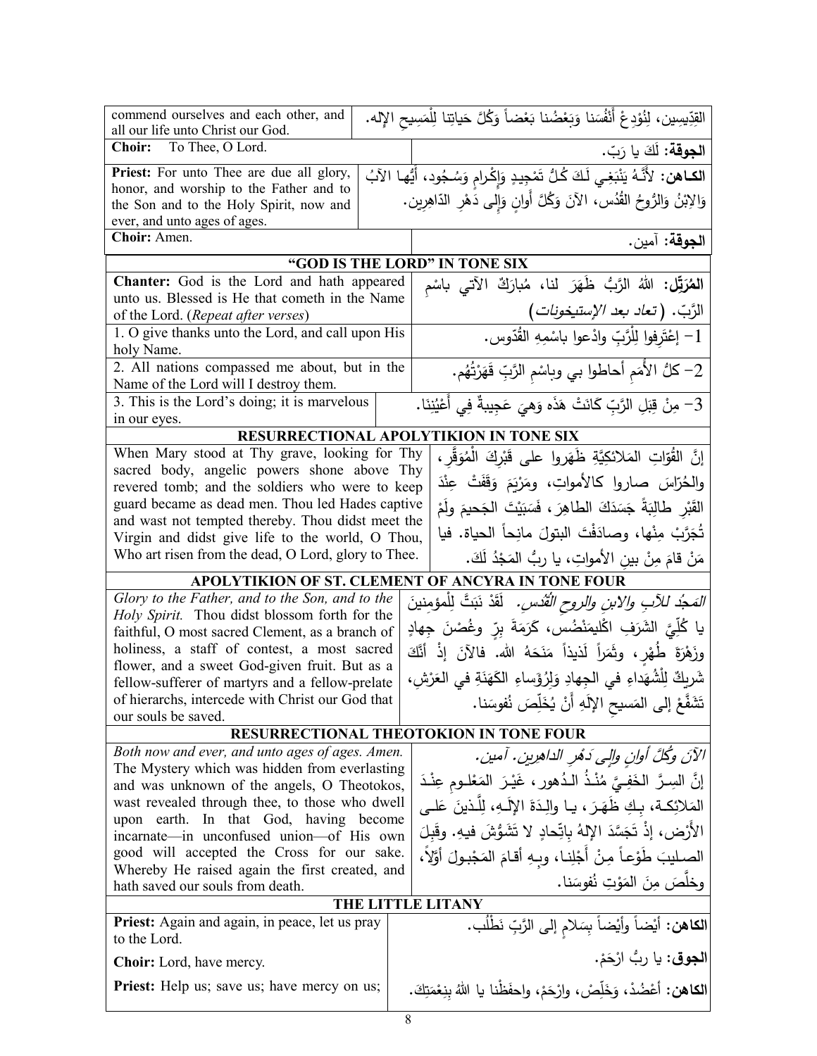| | |
|---|---|
| commend ourselves and each other, and all our life unto Christ our God. | القِدّيسين، لِنُوْدِعْ أَنْفُسَنا وَبَعْضُنا بَعْضاً وَكُلَّ حَياتِنا لِلْمَسِيحِ الإِله. |
| **Choir:** To Thee, O Lord. | **الجوقة:** لَكَ يا رَبّ. |
| **Priest:** For unto Thee are due all glory, honor, and worship to the Father and to the Son and to the Holy Spirit, now and ever, and unto ages of ages. | **الكـاهن:** لأَنَّـهُ يَنْبَغِي لَكَ كُلُّ تَمْجِيدٍ وَإِكْرامٍ وَسُجُود، أَيُّها الآبُ وَالِابْنُ وَالرُّوحُ القُدُس، الآنَ وَكُلَّ أَوانٍ وَإِلى دَهْرِ الدّاهِرِين. |
| **Choir:** Amen. | **الجوقة:** آمين. |

## "GOD IS THE LORD" IN TONE SIX

| | |
|---|---|
| **Chanter:** God is the Lord and hath appeared unto us. Blessed is He that cometh in the Name of the Lord. (*Repeat after verses*) | **المُرَتِّل:** اللهُ الرَّبُّ ظَهَرَ لنا، مُبارَكٌ الآتي باسْمِ الرَّبّ. (*تعاد بعد الإستيخونات*) |
| 1. O give thanks unto the Lord, and call upon His holy Name. | 1- إعْتَرِفوا لِلْرَّبِّ وادْعوا باسْمِهِ القُدّوس. |
| 2. All nations compassed me about, but in the Name of the Lord will I destroy them. | 2- كلُّ الأُمَمِ أحاطوا بي وباسْمِ الرَّبِّ قَهَرْتُهُم. |
| 3. This is the Lord's doing; it is marvelous in our eyes. | 3- مِنْ قِبَلِ الرَّبِّ كَانَتْ هَذَه وَهيَ عَجِيبةٌ فِي أَعْيُنِنَا. |

## RESURRECTIONAL APOLYTIKION IN TONE SIX

| | |
|---|---|
| When Mary stood at Thy grave, looking for Thy sacred body, angelic powers shone above Thy revered tomb; and the soldiers who were to keep guard became as dead men. Thou led Hades captive and wast not tempted thereby. Thou didst meet the Virgin and didst give life to the world, O Thou, Who art risen from the dead, O Lord, glory to Thee. | إنَّ القُوّاتِ المَلائكيَّةِ ظَهَروا على قَبْرِكَ الْمُوَقَّرِ، والحُرّاسَ صاروا كالأمواتِ، ومَرْيَمَ وَقَفَتْ عِنْدَ القَبْرِ طالِبَةً جَسَدَكَ الطاهِرَ، فَسَبَيْتَ الجَحيمَ ولَمْ تُجَرَّبْ مِنْها، وصادَفْتَ البتولَ مانِحاً الحياة. فيا مَنْ قامَ مِنْ بينِ الأمواتِ، يا ربُّ المَجْدُ لَكَ. |

## APOLYTIKION OF ST. CLEMENT OF ANCYRA IN TONE FOUR

| | |
|---|---|
| *Glory to the Father, and to the Son, and to the Holy Spirit.* Thou didst blossom forth for the faithful, O most sacred Clement, as a branch of holiness, a staff of contest, a most sacred flower, and a sweet God-given fruit. But as a fellow-sufferer of martyrs and a fellow-prelate of hierarchs, intercede with Christ our God that our souls be saved. | *المَجدُ للآبِ والابنِ والروحِ القُدُس.* لَقَدْ نَبَتَّ لِلْمؤمِنينَ يا كُلِّيَّ الشَرَفِ اكْليمَنْضُس، كَرَمَةَ بِرٍّ وغُصْنَ جِهادٍ وزَهْرَةَ طُهْرٍ، وثَمَراً لَذيذاً مَنَحَهُ الله. فالآنَ إذْ أنَّكَ شَريكٌ لِلْشُهَداءِ في الجِهادِ وَلِرُؤَساءِ الكَهَنَةِ في العَرْشِ، تَشَفَّعْ إلى المَسيحِ الإلَهِ أَنْ يُخَلِّصَ نُفوسَنا. |

## RESURRECTIONAL THEOTOKION IN TONE FOUR

| | |
|---|---|
| *Both now and ever, and unto ages of ages. Amen.* The Mystery which was hidden from everlasting and was unknown of the angels, O Theotokos, wast revealed through thee, to those who dwell upon earth. In that God, having become incarnate—in unconfused union—of His own good will accepted the Cross for our sake. Whereby He raised again the first created, and hath saved our souls from death. | *الآنَ وكُلَّ أوانٍ وإلى دَهْرِ الداهرين. آمين.* إنَّ السِرَّ الخَفِيَّ مُنْذُ الدُهور، غَيْرَ المَعْلومِ عِنْدَ المَلائِكة، بِكِ ظَهَرَ، يا والِدَةَ الإلَهِ، لِلَّذينَ عَلى الأَرْض، إذْ تَجَسَّدَ الإلهُ بِاتِّحادٍ لا تَشَوُّشَ فيهِ. وقَبِلَ الصليبَ طَوْعاً مِنْ أَجْلِنا، وبِهِ أقامَ المَجْبولَ أَوَّلاً، وخلَّصَ مِنَ المَوْتِ نُفوسَنا. |

## THE LITTLE LITANY

| | |
|---|---|
| **Priest:** Again and again, in peace, let us pray to the Lord. | **الكاهن:** أَيْضاً وأَيْضاً بِسَلامٍ إلى الرَّبِّ نَطْلُب. |
| **Choir:** Lord, have mercy. | **الجوق:** يا ربُّ ارْحَمْ. |
| **Priest:** Help us; save us; have mercy on us; | **الكاهن:** أَعْضُدْ، وَخَلِّصْ، وارْحَمْ، واحفَظْنا يا اللهُ بِنِعْمَتِكَ. |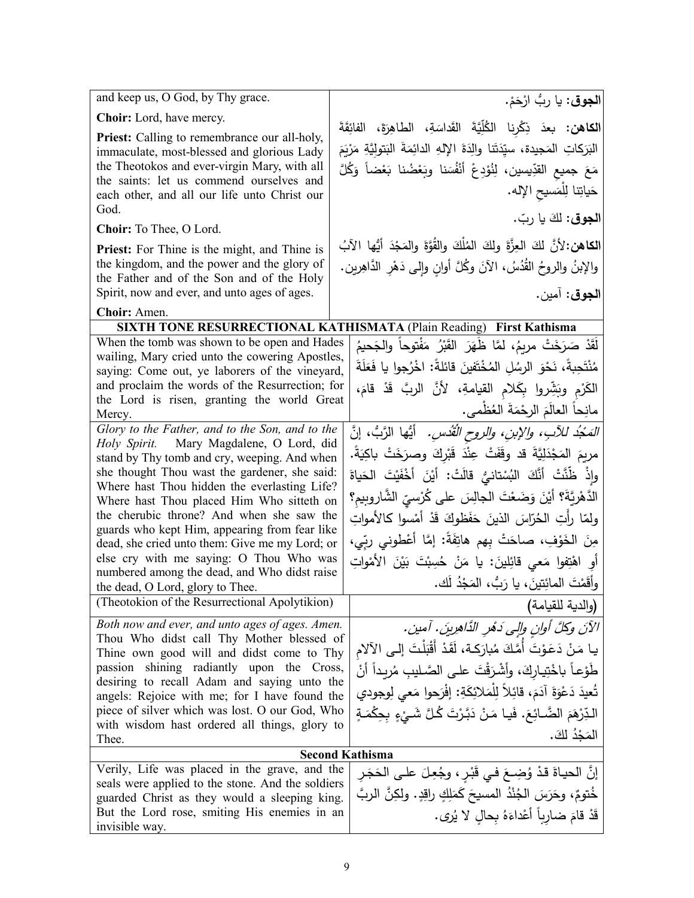| | |
|---|---|
| and keep us, O God, by Thy grace. | **الجوق:** يا ربُّ ارْحَمْ. |
| **Choir:** Lord, have mercy.<br>**Priest:** Calling to remembrance our all-holy, immaculate, most-blessed and glorious Lady the Theotokos and ever-virgin Mary, with all the saints: let us commend ourselves and each other, and all our life unto Christ our God.<br>**Choir:** To Thee, O Lord.<br>**Priest:** For Thine is the might, and Thine is the kingdom, and the power and the glory of the Father and of the Son and of the Holy Spirit, now and ever, and unto ages of ages.<br>**Choir:** Amen. | **الكاهن:** بعدَ ذِكْرِنا الكُلِّيَّةَ القَداسَةِ، الطاهِرَةَ، الفائِقَةَ البَرَكاتِ المَجيدة، سيِّدَتَنا والِدَةَ الإلهِ الدائِمَةَ البَتولِيَّةِ مَرْيَمَ مَعَ جميعِ القدّيسين، لِنُوْدِعْ أنْفُسَنا وبَعْضُنا بَعْضاً وَكُلَّ حَياتِنا لِلْمَسيحِ الإله.<br>**الجوق:** لكَ يا ربّ.<br>**الكاهن:** لأنَّ لكَ العِزَّةَ ولكَ المُلْكَ والقُوَّةَ والمَجْدَ أيُّها الآبُ والإبنُ والروحُ القُدُسُ، الآنَ وكُلَّ أوانٍ وإلى دَهْرِ الدَّاهِرين.<br>**الجوق:** آمين. |
| **SIXTH TONE RESURRECTIONAL KATHISMATA** (Plain Reading) **First Kathisma** | |
| When the tomb was shown to be open and Hades wailing, Mary cried unto the cowering Apostles, saying: Come out, ye laborers of the vineyard, and proclaim the words of the Resurrection; for the Lord is risen, granting the world Great Mercy. | لَقَدْ صَرَخَتْ مريمُ، لمَّا ظَهَرَ القَبْرُ مَفْتوحاً والجَحيمُ مُنْتَحِبةً، نَحْوَ الرسُلِ المُخْتَفينَ قائلةً: اخْرُجوا يا فَعَلَةَ الكَرْمِ وبَشِّروا بِكَلامِ القيامةِ، لأنَّ الربَّ قَدْ قامَ، مانِحاً العالَمَ الرحْمَةَ العُظْمى. |
| *Glory to the Father, and to the Son, and to the Holy Spirit.* Mary Magdalene, O Lord, did stand by Thy tomb and cry, weeping. And when she thought Thou wast the gardener, she said: Where hast Thou hidden the everlasting Life? Where hast Thou placed Him Who sitteth on the cherubic throne? And when she saw the guards who kept Him, appearing from fear like dead, she cried unto them: Give me my Lord; or else cry with me saying: O Thou Who was numbered among the dead, and Who didst raise the dead, O Lord, glory to Thee. | *المَجْدُ للآبِ، والإبنِ، والروحِ القُدُسِ.* أيُّها الرَّبُّ، إنَّ مريمَ المَجْدَلِيَّةَ قد وقَفَتْ عِنْدَ قَبْرِكَ وصرَخَتْ باكِيَةً. وإذْ ظَنَّتْ أنَّكَ البُسْتانيُّ قالَتْ: أيْنَ أخْفَيْتَ الحَياةَ الدَّهْرِيَّةَ؟ أيْنَ وَضَعْتَ الجالِسَ على كُرْسيِّ الشَّاروبيمِ؟ ولمّا رأَتِ الحُرّاسَ الذينَ حَفَظوكَ قَدْ أمْسوا كالأمواتِ مِنَ الخَوْفِ، صاحَتْ بِهِم هاتِفَةً: إمَّا أعْطوني ربّي، أوِ اهْتِفوا مَعي قائلينَ: يا مَنْ حُسِبْتَ بَيْنَ الأمْواتِ وأقَمْتَ المائِتينَ، يا رَبُّ، المَجْدُ لَك. |
| (Theotokion of the Resurrectional Apolytikion) | (والدية للقيامة) |
| *Both now and ever, and unto ages of ages. Amen.* Thou Who didst call Thy Mother blessed of Thine own good will and didst come to Thy passion shining radiantly upon the Cross, desiring to recall Adam and saying unto the angels: Rejoice with me; for I have found the piece of silver which was lost. O our God, Who with wisdom hast ordered all things, glory to Thee. | *الآنَ وكلَّ أوانٍ وإلى دَهْرِ الدَّاهِرينَ. آمين.* يا مَنْ دَعَوْتَ أُمَّكَ مُبارَكة، لَقَدْ أَقْبَلْتَ إلى الآلامِ طَوْعاً باخْتِيارِكَ، وأشْرَقْتَ على الصَّليبِ مُريداً أنْ تُعيدَ دَعْوَةَ آدَمَ، قائلاً لِلْمَلائِكَةِ: إفْرَحوا مَعي لِوجودي الدِّرْهَمَ الضَّائِعَ. فَيا مَنْ دَبَّرْتَ كُلَّ شَيْءٍ بِحِكْمَةٍ المَجْدُ لكَ. |
| **Second Kathisma** | |
| Verily, Life was placed in the grave, and the seals were applied to the stone. And the soldiers guarded Christ as they would a sleeping king. But the Lord rose, smiting His enemies in an invisible way. | إنَّ الحياةَ قدْ وُضِعَ في قَبْرٍ، وجُعِلَ على الحَجَرِ خُتومٌ، وحَرَسَ الجُنْدُ المسيحَ كَمَلِكٍ راقِدٍ. ولكِنَّ الربَّ قَدْ قامَ ضارِباً أعْداءَهُ بِحالٍ لا يُرى. |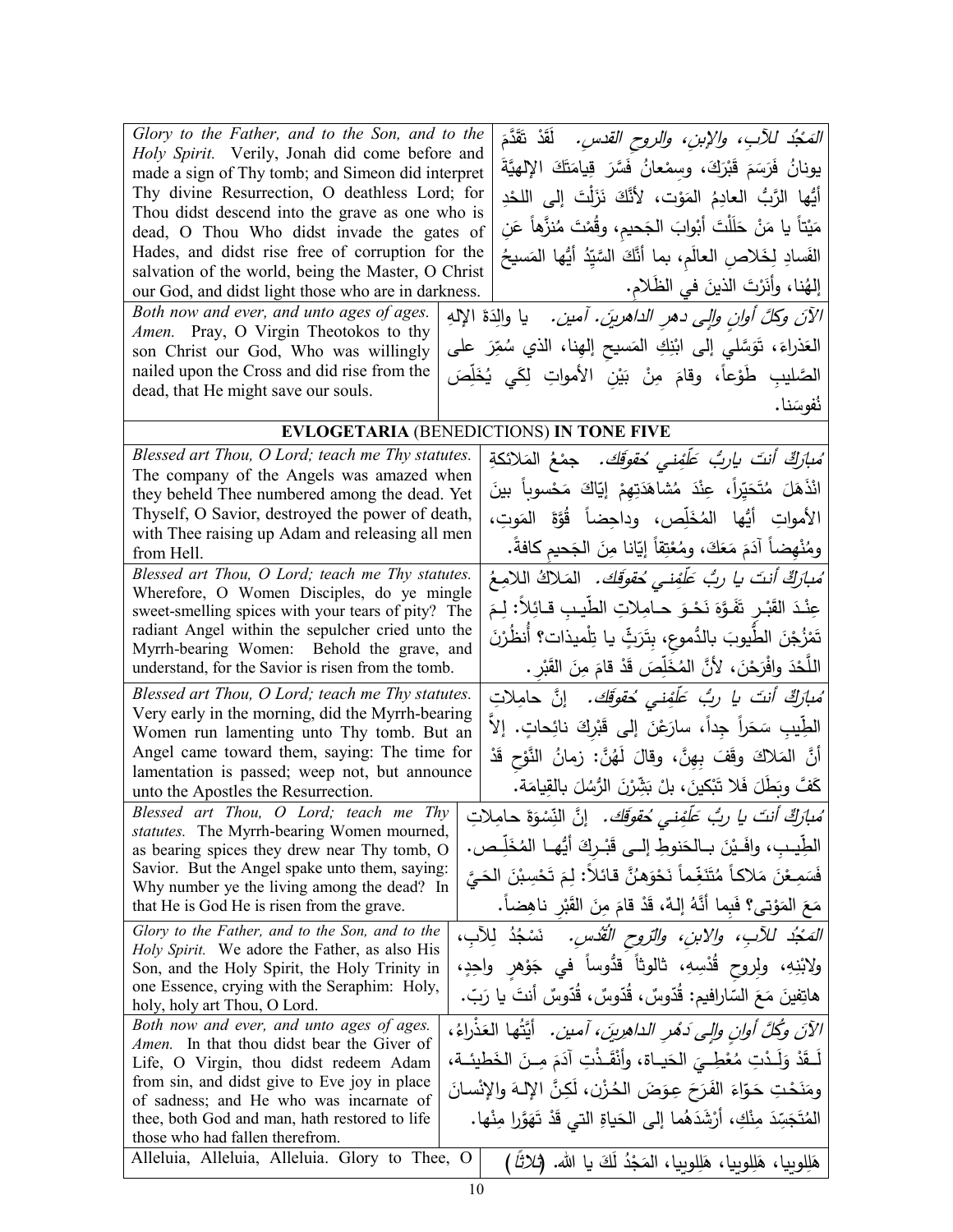| | |
|---|---|
| *Glory to the Father, and to the Son, and to the Holy Spirit.* Verily, Jonah did come before and made a sign of Thy tomb; and Simeon did interpret Thy divine Resurrection, O deathless Lord; for Thou didst descend into the grave as one who is dead, O Thou Who didst invade the gates of Hades, and didst rise free of corruption for the salvation of the world, being the Master, O Christ our God, and didst light those who are in darkness. | *المَجْدُ للآبِ، والإبنِ، والروحِ القدس.* لَقَدْ تَقَدَّمَ يونانُ فَرَسَمَ قَبْرَكَ، وسِمْعانُ فَسَّرَ قِيامَتَكَ الإلهيَّةَ أيُّها الرَّبُّ العادِمُ المَوْت، لأنَّكَ نَزَلْتَ إلى اللحْدِ مَيْتاً يا مَنْ حَلَّلْتَ أبْوابَ الجَحيم، وقُمْتَ مُنَزَّهاً عَنِ الفَسادِ لِخَلاصِ العالَمِ، بما أنَّكَ السَّيِّدُ أيُّها المَسيحُ إلهُنا، وأنَرْتَ الذينَ في الظَّلام. |
| *Both now and ever, and unto ages of ages. Amen.* Pray, O Virgin Theotokos to thy son Christ our God, Who was willingly nailed upon the Cross and did rise from the dead, that He might save our souls. | *الآنَ وكلَّ أوانٍ وإلى دهرِ الداهرينَ. آمين.* يا والِدَةَ الإلهِ العَذراءَ، تَوَسَّلي إلى ابْنِكِ المَسيحِ إلهِنا، الذي سُمِّرَ على الصَّليبِ طَوْعاً، وقامَ مِنْ بَيْنِ الأمواتِ لِكَي يُخَلِّصَ نُفوسَنا. |

## EVLOGETARIA (BENEDICTIONS) IN TONE FIVE

| | |
|---|---|
| *Blessed art Thou, O Lord; teach me Thy statutes.* The company of the Angels was amazed when they beheld Thee numbered among the dead. Yet Thyself, O Savior, destroyed the power of death, with Thee raising up Adam and releasing all men from Hell. | *مُبارَكٌ أنتَ ياربُّ عَلِّمْني حُقوقَكَ.* جمْعُ المَلائكةِ انْذَهَلَ مُتَحَيِّراً، عِنْدَ مُشاهَدَتِهِمْ إيّاكَ مَحْسوباً بينَ الأمواتِ أيُّها المُخَلِّص، وداحِضاً قُوَّةَ المَوتِ، ومُنْهِضاً آدَمَ مَعَكَ، ومُعْتِقاً إيّانا مِنَ الجَحيمِ كافةً. |
| *Blessed art Thou, O Lord; teach me Thy statutes.* Wherefore, O Women Disciples, do ye mingle sweet-smelling spices with your tears of pity? The radiant Angel within the sepulcher cried unto the Myrrh-bearing Women: Behold the grave, and understand, for the Savior is risen from the tomb. | *مُبارَكٌ أنتَ يا ربُّ عَلِّمْني حُقوقَكَ.* المَلاكُ اللامِعُ عِنْدَ القَبْرِ تَفَوَّهَ نَحْوَ حامِلاتِ الطّيبِ قائِلاً: لِمَ تَمْزُجْنَ الطُّيوبَ بالدُّموعِ، بِتَرَثٍّ يا تِلْميذات؟ أُنظُرْنَ اللَّحْدَ وافْرَحْنَ، لأنَّ المُخَلِّصَ قَدْ قامَ مِنَ القَبْرِ. |
| *Blessed art Thou, O Lord; teach me Thy statutes.* Very early in the morning, did the Myrrh-bearing Women run lamenting unto Thy tomb. But an Angel came toward them, saying: The time for lamentation is passed; weep not, but announce unto the Apostles the Resurrection. | *مُبارَكٌ أنتَ يا ربُّ عَلِّمْني حُقوقَكَ.* إنَّ حامِلاتِ الطّيبِ سَحَراً جِداً، سارَعْنَ إلى قَبْرِكَ نائِحاتٍ. إلاّ أنَّ المَلاكَ وقَفَ بِهِنَّ، وقالَ لَهُنَّ: زمانُ النَّوْحِ قَدْ كَفَّ وبَطَلَ فَلا تَبْكينَ، بلْ بَشِّرْنَ الرُّسُلَ بالقِيامَة. |
| *Blessed art Thou, O Lord; teach me Thy statutes.* The Myrrh-bearing Women mourned, as bearing spices they drew near Thy tomb, O Savior. But the Angel spake unto them, saying: Why number ye the living among the dead? In that He is God He is risen from the grave. | *مُبارَكٌ أنتَ يا ربُّ عَلِّمْني حُقوقَكَ.* إنَّ النِّسْوَةَ حامِلاتِ الطِّيبِ، وافَيْنَ بالحَنوطِ إلى قَبْرِكَ أيُّها المُخَلِّص. فَسَمِعْنَ مَلاكاً مُتَنَغِّماً نَحْوَهُنَّ قائلاً: لِمَ تَحْسِبْنَ الحَيَّ مَعَ المَوْتى؟ فَبِما أنَّهُ إلهٌ، قَدْ قامَ مِنَ القَبْرِ ناهِضاً. |
| *Glory to the Father, and to the Son, and to the Holy Spirit.* We adore the Father, as also His Son, and the Holy Spirit, the Holy Trinity in one Essence, crying with the Seraphim: Holy, holy, holy art Thou, O Lord. | *المَجْدُ للآبِ، والابنِ، والرّوحِ القُدُس.* نَسْجُدُ لِلآبِ، ولابْنِهِ، ولِروحِ قُدْسِهِ، ثالوثاً قدُّوساً في جَوْهرٍ واحِدٍ، هاتِفِينَ مَعَ السّارافيم: قُدّوسٌ، قُدّوسٌ، قُدّوسٌ أنتَ يا رَبّ. |
| *Both now and ever, and unto ages of ages. Amen.* In that thou didst bear the Giver of Life, O Virgin, thou didst redeem Adam from sin, and didst give to Eve joy in place of sadness; and He who was incarnate of thee, both God and man, hath restored to life those who had fallen therefrom. | *الآنَ وكُلَّ أوانٍ وإلى دَهْرِ الداهِرينَ، آمين.* أيَّتُها العَذْراءُ، لَقَدْ وَلَدْتِ مُعْطِيَ الحَياة، وأنْقَذْتِ آدَمَ مِنَ الخَطيئَة، ومَنَحْتِ حَوّاءَ الفَرَحَ عِوَضَ الحُزْن، لَكِنَّ الإلهَ والإنْسانَ المُتَجَسِّدَ مِنْكِ، أرْشَدَهُما إلى الحَياةِ التي قَدْ تَهَوَّرا مِنْها. |
| Alleluia, Alleluia, Alleluia. Glory to Thee, O | هَلِلويا، هَلِلويا، هَلِلويا، المَجْدُ لَكَ يا الله. *(ثلاثاً)* |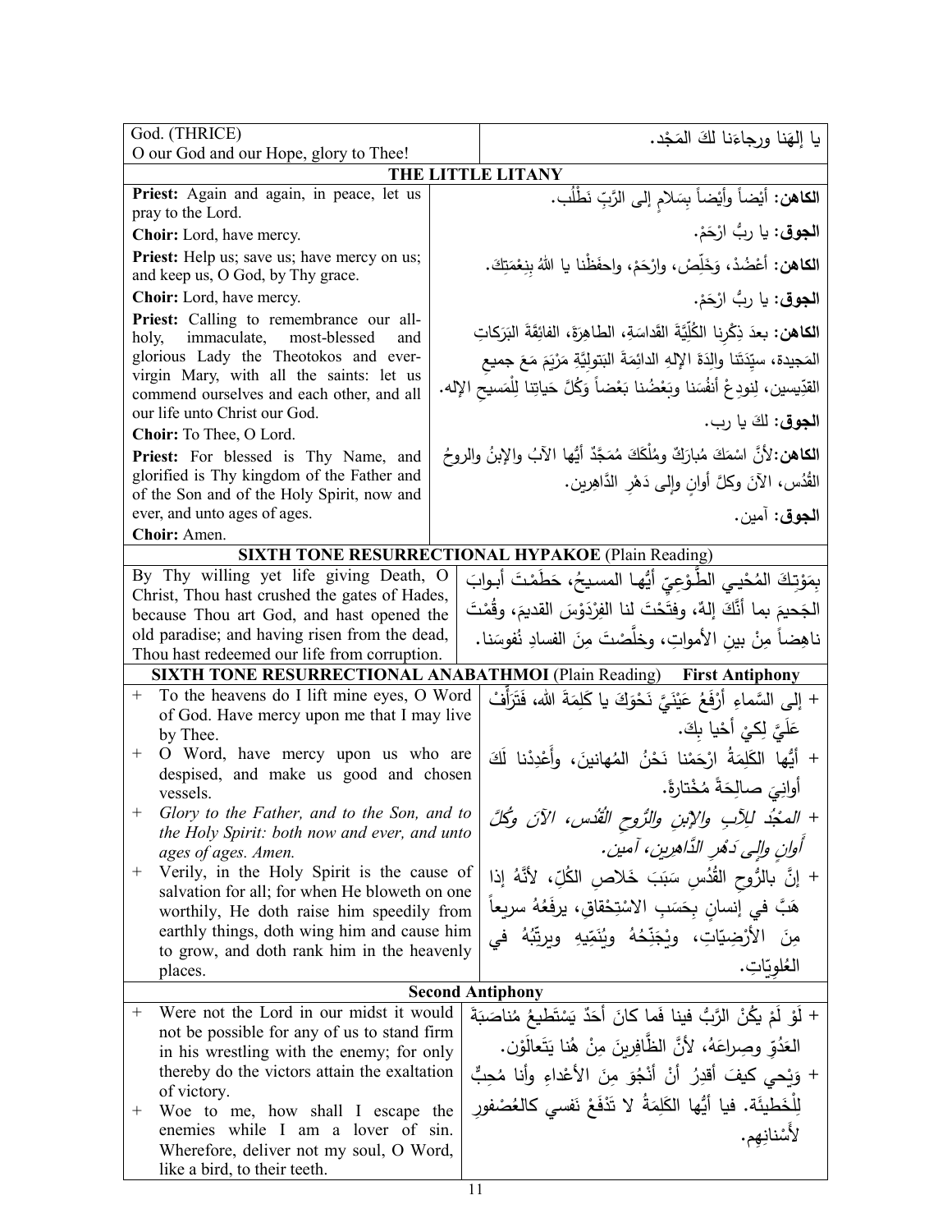| God. (THRICE)<br>O our God and our Hope, glory to Thee! | يا إلهَنا ورجاءَنا لكَ المَجْد. |
|---|---|
| **THE LITTLE LITANY** | |
| **Priest:** Again and again, in peace, let us pray to the Lord. | **الكاهن:** أيْضاً وأيْضاً بِسَلامٍ إلى الرَّبِّ نَطْلُب. |
| **Choir:** Lord, have mercy. | **الجوق:** يا ربُّ ارْحَمْ. |
| **Priest:** Help us; save us; have mercy on us; and keep us, O God, by Thy grace. | **الكاهن:** أعْضُدْ، وَخَلِّصْ، وارْحَمْ، واحفَظْنا يا اللهُ بِنِعْمَتِكَ. |
| **Choir:** Lord, have mercy. | **الجوق:** يا ربُّ ارْحَمْ. |
| **Priest:** Calling to remembrance our all-holy, immaculate, most-blessed and glorious Lady the Theotokos and ever-virgin Mary, with all the saints: let us commend ourselves and each other, and all our life unto Christ our God. | **الكاهن:** بعدَ ذِكْرِنا الكُلِّيَّةَ القَداسَةِ، الطاهِرَةَ، الفائِقَةَ البَرَكاتِ المَجيدة، سيِّدَتَنا والِدَةَ الإلهِ الدائِمَةَ البَتوليَّةِ مَرْيَمَ مَعَ جميعِ القدّيسين، لِنودِعْ أنفُسَنا وبَعْضُنا بَعْضاً وَكُلَّ حَياتِنا لِلْمَسيحِ الإله. |
| **Choir:** To Thee, O Lord. | **الجوق:** لكَ يا رب. |
| **Priest:** For blessed is Thy Name, and glorified is Thy kingdom of the Father and of the Son and of the Holy Spirit, now and ever, and unto ages of ages. | **الكاهن:** لأنَّ اسْمَكَ مُبارَكٌ ومُلْكَكَ مُمَجَّدٌ أيُّها الآبُ والإبنُ والروحُ القُدُس، الآنَ وكلَّ أوانٍ وإلى دَهْرِ الدَّاهِرين. |
| **Choir:** Amen. | **الجوق:** آمين. |
| **SIXTH TONE RESURRECTIONAL HYPAKOE** (Plain Reading) | |
| By Thy willing yet life giving Death, O Christ, Thou hast crushed the gates of Hades, because Thou art God, and hast opened the old paradise; and having risen from the dead, Thou hast redeemed our life from corruption. | بِمَوْتِكَ المُحْيي الطَّوْعِيِّ أيُّها المسيحُ، حَطَمْتَ أبوابَ الجَحيمِ بما أنَّكَ إلهٌ، وفتَحْتَ لنا الفِرْدَوْسَ القديمَ، وقُمْتَ ناهِضاً مِنْ بينِ الأمواتِ، وخلَّصْتَ مِنَ الفسادِ نُفوسَنا. |
| **SIXTH TONE RESURRECTIONAL ANABATHMOI** (Plain Reading) **First Antiphony** | |
| + To the heavens do I lift mine eyes, O Word of God. Have mercy upon me that I may live by Thee. | + إلى السَّماءِ أرْفَعُ عَيْنَيَّ نَحْوَكَ يا كَلِمَةَ الله، فَتَرَأَّفْ عَلَيَّ لِكَيْ أحْيا بِكَ. |
| + O Word, have mercy upon us who are despised, and make us good and chosen vessels. | + أيُّها الكَلِمَةُ ارْحَمْنا نَحْنُ المُهانينَ، وأَعْدِدْنا لَكَ أوانِيَ صالِحَةً مُخْتارةً. |
| + *Glory to the Father, and to the Son, and to the Holy Spirit: both now and ever, and unto ages of ages. Amen.* | + *المَجْدُ لِلآبِ والإبنِ والرُّوحِ القُدُس، الآنَ وكُلَّ أوانٍ وإلى دَهْرِ الدَّاهِرين، آمين.* |
| + Verily, in the Holy Spirit is the cause of salvation for all; for when He bloweth on one worthily, He doth raise him speedily from earthly things, doth wing him and cause him to grow, and doth rank him in the heavenly places. | + إنَّ بالرُّوحِ القُدُسِ سَبَبَ خَلاصِ الكُلِّ، لأنَّهُ إذا هَبَّ في إنسانٍ بِحَسَبِ الاسْتِحْقاقِ، يرفَعُهُ سريعاً مِنَ الأرْضِيّاتِ، ويُجَنِّحُهُ ويُنَمِّيهِ ويرتِّبُهُ في العُلوِيّاتِ. |
| **Second Antiphony** | |
| + Were not the Lord in our midst it would not be possible for any of us to stand firm in his wrestling with the enemy; for only thereby do the victors attain the exaltation of victory. | + لَوْ لَمْ يكُنْ الرَّبُّ فينا فَما كانَ أحَدٌ يَسْتَطيعُ مُناصَبَةَ العَدُوِّ وصِراعَهُ، لأنَّ الظَّافِرينَ مِنْ هُنا يَتَعالَوْن. |
| + Woe to me, how shall I escape the enemies while I am a lover of sin. Wherefore, deliver not my soul, O Word, like a bird, to their teeth. | + وَيْحي كيفَ أقدِرُ أنْ أنْجُوَ مِنَ الأعْداءِ وأنا مُحِبٌّ لِلْخَطيئَة. فيا أيُّها الكَلِمَةُ لا تَدْفَعْ نَفسي كالعُصْفورِ لأَسْنانِهِم. |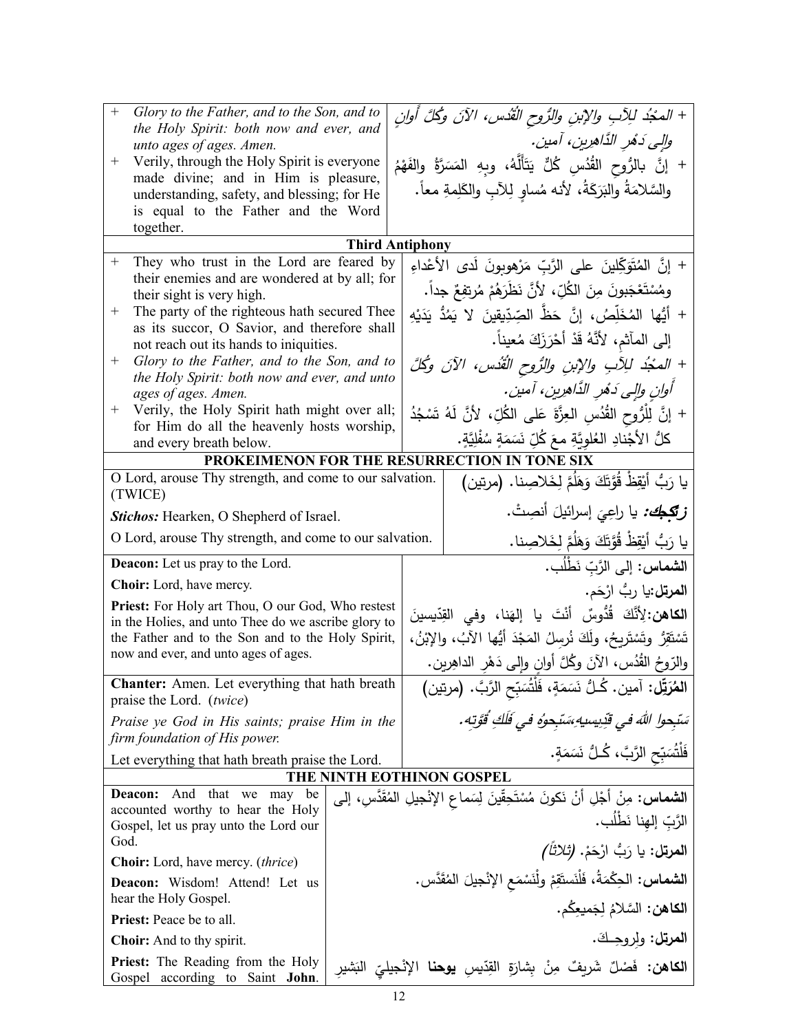| English | Arabic |
|---|---|
| + *Glory to the Father, and to the Son, and to the Holy Spirit: both now and ever, and unto ages of ages. Amen.* | + *المَجْدُ لِلآبِ والإبنِ والرُّوحِ القُدُس، الآنَ وكُلَّ أوانٍ وإلى دَهْرِ الدَّاهِرين، آمين.* |
| + Verily, through the Holy Spirit is everyone made divine; and in Him is pleasure, understanding, safety, and blessing; for He is equal to the Father and the Word together. | + إنَّ بالرُّوحِ القُدُسِ كُلٌّ يَتَأَلَّهُ، وبِهِ المَسَرَّةُ والفَهْمُ والسَّلامَةُ والبَرَكَةُ، لأنه مُساوٍ لِلآبِ والكَلِمةِ معاً. |

**Third Antiphony**

| English | Arabic |
|---|---|
| + They who trust in the Lord are feared by their enemies and are wondered at by all; for their sight is very high. | + إنَّ المُتَوَكِّلينَ على الرَّبِّ مَرْهوبونَ لَدى الأعْداءِ ومُسْتَعْجَبونَ مِنَ الكُلِّ، لأنَّ نَظَرَهُمْ مُرتفِعٌ جداً. |
| + The party of the righteous hath secured Thee as its succor, O Savior, and therefore shall not reach out its hands to iniquities. | + أيُّها المُخَلِّصُ، إنَّ حَظَّ الصِدِّيقينَ لا يَمُدُّ يَدَيْهِ إلى المآثمِ، لأنَّهُ قَدْ أحْرَزَكَ مُعيناً. |
| + *Glory to the Father, and to the Son, and to the Holy Spirit: both now and ever, and unto ages of ages. Amen.* | + *المَجْدُ لِلآبِ والإبنِ والرُّوحِ القُدُس، الآنَ وكُلَّ أوانٍ وإلى دَهْرِ الدَّاهِرين، آمين.* |
| + Verily, the Holy Spirit hath might over all; for Him do all the heavenly hosts worship, and every breath below. | + إنَّ لِلْرُّوحِ القُدُسِ العِزَّةَ عَلى الكُلِّ، لأنَّ لَهُ تَسْجُدُ كلُّ الأجْنادِ العُلوِيَّةِ معَ كُلِّ نَسَمَةٍ سُفْلِيَّةٍ. |

**PROKEIMENON FOR THE RESURRECTION IN TONE SIX**

| English | Arabic |
|---|---|
| O Lord, arouse Thy strength, and come to our salvation. (TWICE) | يا رَبُّ أيْقِظْ قُوَّتَكَ وَهَلُمَّ لِخَلاصِنا. (مرتين) |
| ***Stichos:*** Hearken, O Shepherd of Israel. | ***زتكجك:*** يا راعِيَ إسرائيلَ أنصِتْ. |
| O Lord, arouse Thy strength, and come to our salvation. | يا رَبُّ أيْقِظْ قُوَّتَكَ وَهَلُمَّ لِخَلاصِنا. |
| **Deacon:** Let us pray to the Lord. | **الشماس:** إلى الرَّبِّ نَطْلُب. |
| **Choir:** Lord, have mercy. | **المرتل:** يا ربُّ ارْحَم. |
| **Priest:** For Holy art Thou, O our God, Who restest in the Holies, and unto Thee do we ascribe glory to the Father and to the Son and to the Holy Spirit, now and ever, and unto ages of ages. | **الكاهن:** لِأَنَّكَ قُدُوسٌ أنْتَ يا إلهَنا، وفي القِدّيسينَ تَسْتَقِرُّ وتَسْتَرِيحُ، ولَكَ نُرسِلُ المَجْدَ أيُّها الآبُ، والإبْنُ، والرّوحُ القُدُس، الآنَ وكُلَّ أوانٍ وإلى دَهْرِ الداهِرين. |
| **Chanter:** Amen. Let everything that hath breath praise the Lord. (*twice*) | **المُرَتِّل:** آمين. كُـلُّ نَسَمَةٍ، فَلْتُسَبِّحِ الرَّبَّ. (مرتين) |
| *Praise ye God in His saints; praise Him in the firm foundation of His power.* | *سَبِّحوا اللهَ في قدِّيسيهِ،سَبِّحوهُ في فَلَكِ قُوَّتِه.* |
| Let everything that hath breath praise the Lord. | فَلْتُسَبِّحِ الرَّبَّ، كُـلُّ نَسَمَةٍ. |

**THE NINTH EOTHINON GOSPEL**

| English | Arabic |
|---|---|
| **Deacon:** And that we may be accounted worthy to hear the Holy Gospel, let us pray unto the Lord our God. | **الشماس:** مِنْ أجْلِ أنْ نَكونَ مُسْتَحِقّينَ لِسَماعِ الإنْجيلِ المُقَدَّسِ، إلى الرَّبِّ إلهِنا نَطْلُب. |
| **Choir:** Lord, have mercy. (*thrice*) | **المرتل:** يا رَبُّ ارْحَمْ. *(ثلاثاً)* |
| **Deacon:** Wisdom! Attend! Let us hear the Holy Gospel. | **الشماس:** الحِكْمَةُ، فَلْنَستَقِمْ ولْنَسْمَعِ الإنْجيلَ المُقَدَّس. |
| **Priest:** Peace be to all. | **الكاهن:** السَّلامُ لِجَميعِكُم. |
| **Choir:** And to thy spirit. | **المرتل:** ولِروحِـكَ. |
| **Priest:** The Reading from the Holy Gospel according to Saint **John**. | **الكاهن:** فَصْلٌ شَريفٌ مِنْ بِشارَةِ القِدّيسِ **يوحنا** الإنْجيليّ البَشيرِ |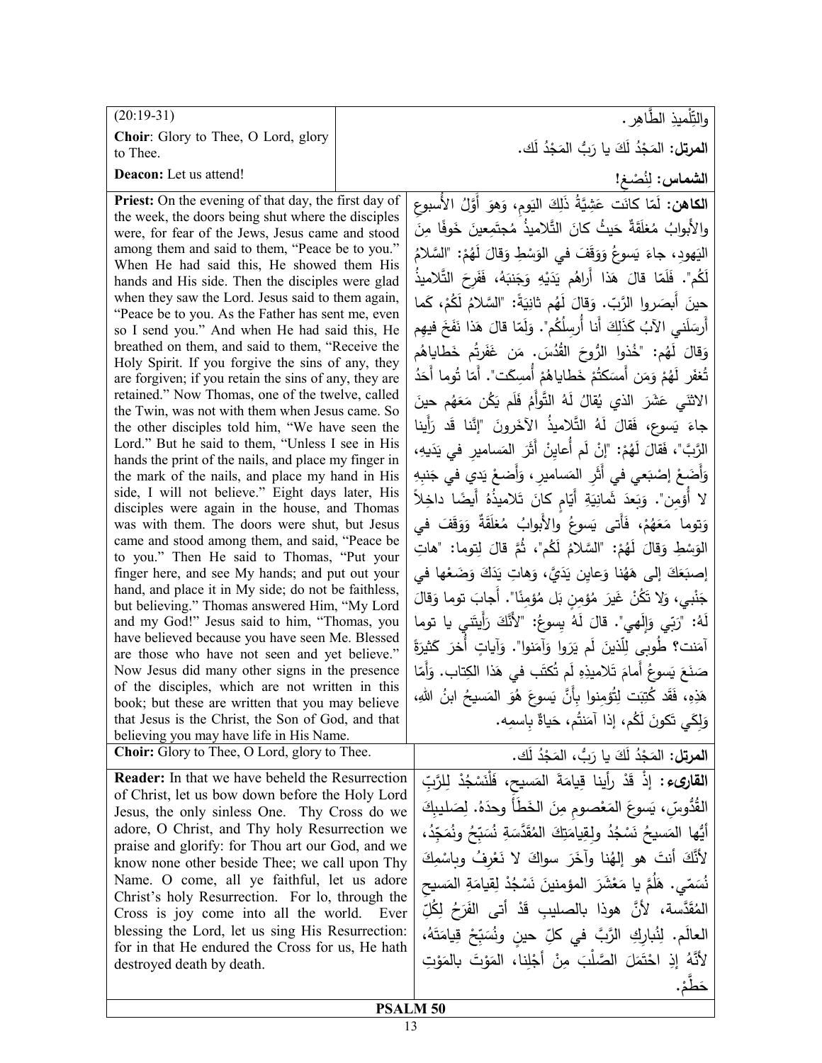| (20:19-31) | والتِّلْميذِ الطَّاهِر. |
|---|---|
| **Choir**: Glory to Thee, O Lord, glory to Thee. | **المرتل:** المَجْدُ لَكَ يا رَبُّ المَجْدُ لَك. |
| **Deacon:** Let us attend! | **الشماس:** لِنُصْغِ! |
| **Priest:** On the evening of that day, the first day of the week, the doors being shut where the disciples were, for fear of the Jews, Jesus came and stood among them and said to them, "Peace be to you." When He had said this, He showed them His hands and His side. Then the disciples were glad when they saw the Lord. Jesus said to them again, "Peace be to you. As the Father has sent me, even so I send you." And when He had said this, He breathed on them, and said to them, "Receive the Holy Spirit. If you forgive the sins of any, they are forgiven; if you retain the sins of any, they are retained." Now Thomas, one of the twelve, called the Twin, was not with them when Jesus came. So the other disciples told him, "We have seen the Lord." But he said to them, "Unless I see in His hands the print of the nails, and place my finger in the mark of the nails, and place my hand in His side, I will not believe." Eight days later, His disciples were again in the house, and Thomas was with them. The doors were shut, but Jesus came and stood among them, and said, "Peace be to you." Then He said to Thomas, "Put your finger here, and see My hands; and put out your hand, and place it in My side; do not be faithless, but believing." Thomas answered Him, "My Lord and my God!" Jesus said to him, "Thomas, you have believed because you have seen Me. Blessed are those who have not seen and yet believe." Now Jesus did many other signs in the presence of the disciples, which are not written in this book; but these are written that you may believe that Jesus is the Christ, the Son of God, and that believing you may have life in His Name. | **الكاهن:** لَمّا كانَت عَشِيَّةُ ذَلِكَ اليَومِ، وَهوَ أَوَّلُ الأُسبوعِ والأَبوابُ مُغلَقَةٌ حَيثُ كانَ التَّلاميذُ مُجتَمِعينَ خَوفًا مِنَ اليَهودِ، جاءَ يَسوعُ وَوَقَفَ في الوَسْطِ وَقالَ لَهُمْ: "السَّلامُ لَكُم". فَلَمّا قالَ هَذا أَراهُم يَدَيْهِ وَجَنبَهُ، فَفَرِحَ التَّلاميذُ حينَ أَبصَروا الرَّبّ. وَقالَ لَهُم ثانِيَةً: "السَّلامُ لَكُمْ، كَما أَرسَلَني الآبُ كَذَلِكَ أَنا أُرسِلُكُم". وَلَمّا قالَ هَذا نَفَخَ فيهِم وَقالَ لَهُم: "خُذوا الرُّوحَ القُدُس. مَن غَفَرتُم خَطاياهُم تُغفَر لَهُمْ وَمَن أَمسَكتُمْ خَطاياهُمْ أُمسِكَت". أَمّا تُوما أَحَدُ الاثنَي عَشَرَ الذي يُقالُ لَهُ التَّوأَمُ فَلَم يَكُن مَعَهُم حينَ جاءَ يَسوع، فَقالَ لَهُ التَّلاميذُ الآخَرونَ "إِنَّنا قَد رَأَينا الرَّبَّ"، فَقالَ لَهُمْ: "إِنْ لَم أُعايِنْ أَثَرَ المَساميرِ في يَدَيهِ، وَأَضَعْ إِصْبَعي في أَثَرِ المَساميرِ، وَأَضعْ يَدي في جَنبِهِ لا أُؤمِن". وَبَعدَ ثَمانِيَةِ أَيّامٍ كانَ تَلاميذُهُ أَيضًا داخِلاً وَتوما مَعَهُمْ، فَأَتى يَسوعُ والأَبوابُ مُغلَقَةٌ وَوَقَفَ في الوَسْطِ وَقالَ لَهُمْ: "السَّلامُ لَكُم"، ثُمَّ قالَ لِتوما: "هاتِ إِصبَعَكَ إِلى هَهُنا وَعايِن يَدَيَّ، وَهاتِ يَدَكَ وَضَعْها في جَنْبي، وَلا تَكُنْ غَيرَ مُؤمِنٍ بَل مُؤمِنًا". أَجابَ توما وَقالَ لَهُ: "رَبّي وَإِلَهي". قالَ لَهُ يسوعُ: "لأَنَّكَ رَأَيتَني يا توما آمَنت؟ طُوبى لِلَّذينَ لَم يَرَوا وَآمَنوا". وَآياتٍ أُخَرَ كَثيرَةً صَنَعَ يَسوعُ أَمامَ تَلاميذِهِ لَم تُكتَب في هَذا الكِتاب. وَأَمّا هَذِهِ، فَقَد كُتِبَت لِتُؤمِنوا بِأَنَّ يَسوعَ هُوَ المَسيحُ ابنُ اللهِ، وَلِكَي تَكونَ لَكُم، إِذا آمَنتُم، حَياةٌ بِاسمِهِ. |
| **Choir:** Glory to Thee, O Lord, glory to Thee. | **المرتل:** المَجْدُ لَكَ يا رَبُّ، المَجْدُ لَك. |
| **Reader:** In that we have beheld the Resurrection of Christ, let us bow down before the Holy Lord Jesus, the only sinless One. Thy Cross do we adore, O Christ, and Thy holy Resurrection we praise and glorify: for Thou art our God, and we know none other beside Thee; we call upon Thy Name. O come, all ye faithful, let us adore Christ's holy Resurrection. For lo, through the Cross is joy come into all the world. Ever blessing the Lord, let us sing His Resurrection: for in that He endured the Cross for us, He hath destroyed death by death. | **القارىء:** إِذْ قَدْ رأينا قِيامَةَ المَسيحِ، فَلْنَسْجُدْ لِلرَّبِّ القُدُّوسِ، يَسوعَ المَعْصومِ مِنَ الخَطَأِ وحدَهُ. لِصَليبِكَ أَيُّها المَسيحُ نَسْجُدُ ولِقِيامَتِكَ المُقَدَّسَةِ نُسَبِّحُ ونُمَجِّدُ، لأَنَّكَ أنتَ هو إلهُنا وآخَرَ سواكَ لا نَعْرِفُ وباسْمِكَ نُسَمّي. هَلُمَّ يا مَعْشَرَ المؤمنينَ نَسْجُدْ لِقِيامَةِ المَسيحِ المُقَدَّسة، لأَنَّ هوذا بالصليبِ قَدْ أتى الفَرَحُ لِكُلِّ العالَم. لِنُبارِكِ الرَّبَّ في كلِّ حينٍ ونُسَبِّحْ قِيامَتَهُ، لأَنَّهُ إذِ احْتَمَلَ الصَّلْبَ مِنْ أَجْلِنا، المَوْتَ بالمَوْتِ حَطَّمْ. |

**PSALM 50**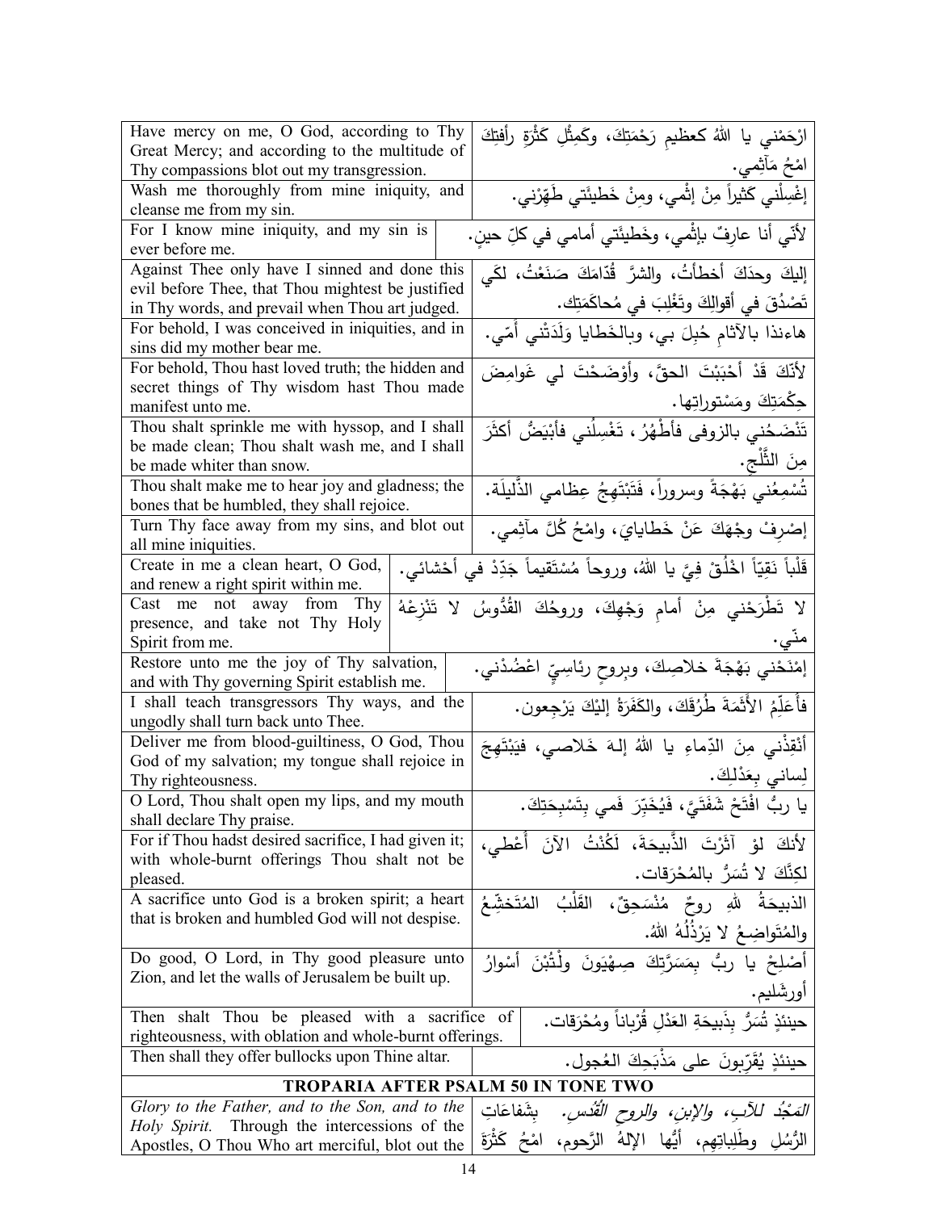| | |
|---|---|
| Have mercy on me, O God, according to Thy Great Mercy; and according to the multitude of Thy compassions blot out my transgression. | ارْحَمْني يا اللهُ كعظيمِ رَحْمَتِكَ، وكَمِثْلِ كَثْرَةِ رأفتِكَ امْحُ مَآثِمي. |
| Wash me thoroughly from mine iniquity, and cleanse me from my sin. | إغْسِلْني كَثيراً مِنْ إثْمي، ومِنْ خَطيئَتي طَهِّرْني. |
| For I know mine iniquity, and my sin is ever before me. | لأنّي أنا عارِفٌ بإثْمي، وخَطيئَتي أمامي في كلِّ حينٍ. |
| Against Thee only have I sinned and done this evil before Thee, that Thou mightest be justified in Thy words, and prevail when Thou art judged. | إليكَ وحدَكَ أخطأتُ، والشرَّ قُدّامَكَ صَنَعْتُ، لكَي تَصْدُقَ في أقوالِكَ وتَغْلِبَ في مُحاكَمَتِك. |
| For behold, I was conceived in iniquities, and in sins did my mother bear me. | هاءنذا بالآثامِ حُبِلَ بي، وبالخَطايا وَلَدَتْني أمّي. |
| For behold, Thou hast loved truth; the hidden and secret things of Thy wisdom hast Thou made manifest unto me. | لأنّكَ قَدْ أحْبَبْتَ الحقَّ، وأوْضَحْتَ لي غَوامِضَ حِكْمَتِكَ ومَسْتوراتِها. |
| Thou shalt sprinkle me with hyssop, and I shall be made clean; Thou shalt wash me, and I shall be made whiter than snow. | تَنْضَحُني بالزوفى فأطْهُرُ، تَغْسِلُني فأبْيَضُّ أكثَرَ مِنَ الثَّلْجِ. |
| Thou shalt make me to hear joy and gladness; the bones that be humbled, they shall rejoice. | تُسْمِعُني بَهْجَةً وسروراً، فَتَبْتَهِجُ عِظامي الذَّليلَة. |
| Turn Thy face away from my sins, and blot out all mine iniquities. | إصْرِفْ وجْهَكَ عَنْ خَطايايَ، وامْحُ كُلَّ مآثِمي. |
| Create in me a clean heart, O God, and renew a right spirit within me. | قَلْباً نَقِيّاً اخْلُقْ فِيَّ يا اللهُ، وروحاً مُسْتَقيماً جَدِّدْ في أحْشائي. |
| Cast me not away from Thy presence, and take not Thy Holy Spirit from me. | لا تَطْرَحْني مِنْ أمامِ وَجْهِكَ، وروحُكَ القُدُّوسُ لا تَنْزِعْهُ منّي. |
| Restore unto me the joy of Thy salvation, and with Thy governing Spirit establish me. | إمْنَحْني بَهْجَةَ خلاصِكَ، وبِروحٍ رئاسِيٍّ اعْضُدْني. |
| I shall teach transgressors Thy ways, and the ungodly shall turn back unto Thee. | فأُعَلِّمُ الأَثَمَةَ طُرُقَكَ، والكَفَرَةُ إليْكَ يَرْجِعون. |
| Deliver me from blood-guiltiness, O God, Thou God of my salvation; my tongue shall rejoice in Thy righteousness. | أنْقِذْني مِنَ الدِّماءِ يا اللهُ إلهَ خَلاصي، فيَبْتَهِجَ لِساني بِعَدْلِكَ. |
| O Lord, Thou shalt open my lips, and my mouth shall declare Thy praise. | يا ربُّ افْتَحْ شَفَتَيَّ، فَيُخَبِّرَ فَمي بِتَسْبِحَتِكَ. |
| For if Thou hadst desired sacrifice, I had given it; with whole-burnt offerings Thou shalt not be pleased. | لأنكَ لوْ آثَرْتَ الذَّبيحَةَ، لَكُنْتُ الآنَ أُعْطي، لكِنَّكَ لا تُسَرُّ بالمُحْرَقات. |
| A sacrifice unto God is a broken spirit; a heart that is broken and humbled God will not despise. | الذبيحَةُ للهِ روحٌ مُنْسَحِقٌ، القَلْبُ المُتَخشِّعُ والمُتَواضِعُ لا يَرْذُلُهُ اللهُ. |
| Do good, O Lord, in Thy good pleasure unto Zion, and let the walls of Jerusalem be built up. | أصْلِحْ يا ربُّ بِمَسَرَّتِكَ صِهْيَونَ ولْتُبْنَ أسْوارُ أورشَليم. |
| Then shalt Thou be pleased with a sacrifice of righteousness, with oblation and whole-burnt offerings. | حينئذٍ تُسَرُّ بِذَبيحَةِ العَدْلِ قُرْباناً ومُحْرَقات. |
| Then shall they offer bullocks upon Thine altar. | حينئذٍ يُقَرِّبونَ على مَذْبَحِكَ العُجول. |
| **TROPARIA AFTER PSALM 50 IN TONE TWO** | |
| *Glory to the Father, and to the Son, and to the Holy Spirit.* Through the intercessions of the Apostles, O Thou Who art merciful, blot out the | *المَجْدُ للآبِ، والابنِ، والروحِ القُدُس.* بِشَفاعَاتِ الرُّسُلِ وطَلِباتِهِم، أيُّها الإلهُ الرَّحوم، امْحُ كَثْرَةَ |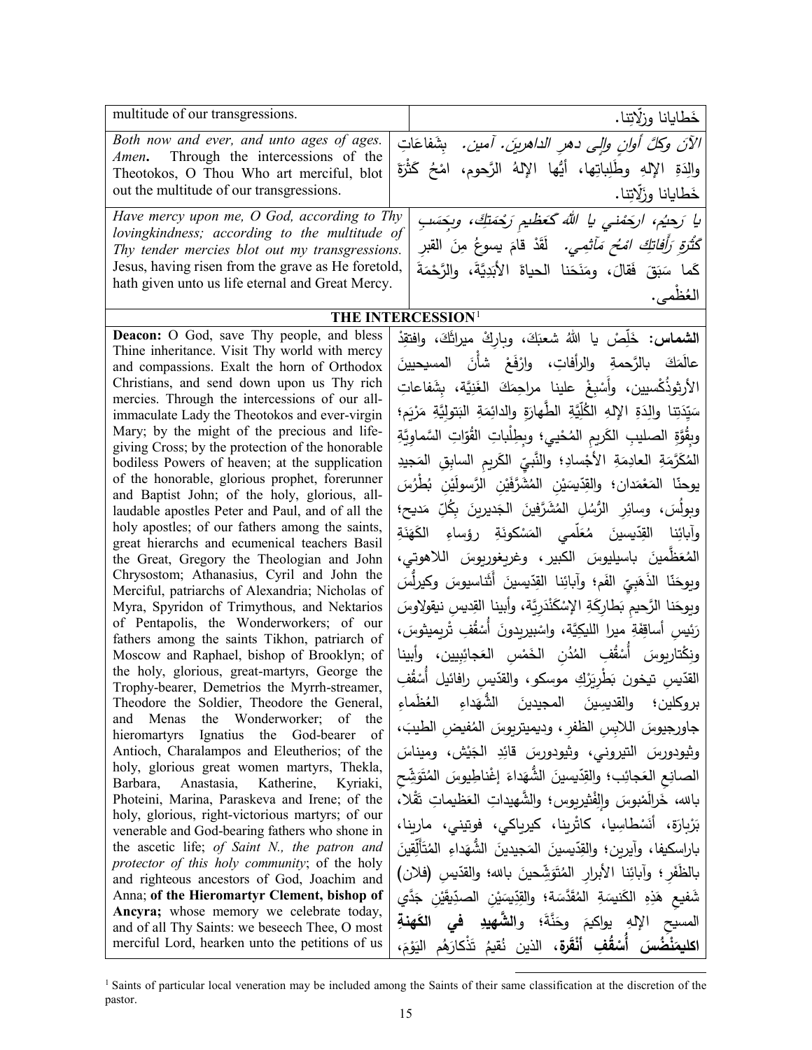| | |
|---|---|
| multitude of our transgressions. | خَطايانا وزلّاتِنا. |
| *Both now and ever, and unto ages of ages. Amen*. Through the intercessions of the Theotokos, O Thou Who art merciful, blot out the multitude of our transgressions. | *الآنَ وكلَّ أوانٍ وإلى دهرِ الداهرينَ. آمين.* بشَفاعَاتِ والِدَةِ الإلهِ وطَلِباتِها، أيُّها الإلهُ الرَّحوم، امْحُ كَثْرَةَ خَطايانا وزلّاتِنا. |
| *Have mercy upon me, O God, according to Thy lovingkindness; according to the multitude of Thy tender mercies blot out my transgressions.* Jesus, having risen from the grave as He foretold, hath given unto us life eternal and Great Mercy. | *يا رَحيمُ، ارحَمْني يا اللهُ كعَظيمِ رَحْمَتِكَ، وبِحَسَبِ كَثْرَةِ رَأْفاتِكَ امْحُ مَآثِمي.* لَقَدْ قامَ يسوعُ مِنَ القبرِ كَما سَبَقَ فَقالَ، ومَنَحَنا الحياةَ الأبَدِيَّةَ، والرَّحْمَةَ العُظْمى. |

## THE INTERCESSION[1]

| | |
|---|---|
| **Deacon:** O God, save Thy people, and bless Thine inheritance. Visit Thy world with mercy and compassions. Exalt the horn of Orthodox Christians, and send down upon us Thy rich mercies. Through the intercessions of our all-immaculate Lady the Theotokos and ever-virgin Mary; by the might of the precious and life-giving Cross; by the protection of the honorable bodiless Powers of heaven; at the supplication of the honorable, glorious prophet, forerunner and Baptist John; of the holy, glorious, all-laudable apostles Peter and Paul, and of all the holy apostles; of our fathers among the saints, great hierarchs and ecumenical teachers Basil the Great, Gregory the Theologian and John Chrysostom; Athanasius, Cyril and John the Merciful, patriarchs of Alexandria; Nicholas of Myra, Spyridon of Trimythous, and Nektarios of Pentapolis, the Wonderworkers; of our fathers among the saints Tikhon, patriarch of Moscow and Raphael, bishop of Brooklyn; of the holy, glorious, great-martyrs, George the Trophy-bearer, Demetrios the Myrrh-streamer, Theodore the Soldier, Theodore the General, and Menas the Wonderworker; of the hieromartyrs Ignatius the God-bearer of Antioch, Charalampos and Eleutherios; of the holy, glorious great women martyrs, Thekla, Barbara, Anastasia, Katherine, Kyriaki, Photeini, Marina, Paraskeva and Irene; of the holy, glorious, right-victorious martyrs; of our venerable and God-bearing fathers who shone in the ascetic life; *of Saint N., the patron and protector of this holy community*; of the holy and righteous ancestors of God, Joachim and Anna; **of the Hieromartyr Clement, bishop of Ancyra;** whose memory we celebrate today, and of all Thy Saints: we beseech Thee, O most merciful Lord, hearken unto the petitions of us | **الشماس:** خَلِّصْ يا اللهُ شعبَكَ، وبارِكْ ميراثَكَ، وافتقِدْ عالَمَكَ بالرَّحمةِ والرأفاتِ، وارْفَعْ شأْنَ المسيحيينَ الأرثوذُكْسيين، وأَسْبِغْ علينا مراحِمَكَ الغَنِيَّة، بشَفاعاتِ سَيِّدَتِنا والِدَةِ الإلهِ الكُلِّيَّةِ الطَّهارَةِ والدائِمَةِ البَتولِيَّةِ مَرْيَم؛ وبِقُوَّةِ الصليبِ الكَريمِ المُحْيي؛ وبِطِلْباتِ القُوّاتِ السَّماوِيَّةِ المُكَرَّمَةِ العادِمَةِ الأَجْسادِ؛ والنَّبيِّ الكَريمِ السابِقِ المَجيدِ يوحنّا المَعْمَدان؛ والقِدّيسَيْنِ المُشَرَّفَيْنِ الرَّسولَيْنِ بُطْرُسَ وبولُسَ، وسائِرِ الرُّسُلِ المُشَرَّفينَ الجَديرينَ بِكُلِّ مَديح؛ وآبائِنا القِدّيسينَ مُعَلِّمي المَسْكونَةِ رؤساءِ الكَهَنَةِ المُعَظَّمينَ باسيليوسَ الكبير، وغريغوريوسَ اللاهوتي، ويوحَنّا الذَهَبِيِّ الفَم؛ وآبائِنا القِدّيسينَ أَثَناسيوسَ وكيرلُّسَ ويوحَنا الرَّحيمِ بَطارِكَةِ الإِسْكَنْدَرِيَّة، وأبينا القِديسِ نيقولاوسَ رَئيسِ أساقِفَةِ ميرا الليكِيَّة، واسْبيريدونَ أُسْقُفِ تْريميثوسَ، ونِكْتاريوسَ أُسْقُفِ المُدُنِ الخَمْسِ العَجائِبِيين، وأبينا القدّيسِ تيخون بَطْرِيَرْكِ موسكو، والقدّيسِ رافائيل أُسْقُفِ بروكلين؛ والقديسينَ المجيدينَ الشُّهَداءِ العُظَماءِ جاورجيوسَ اللابِسِ الظفرِ، وديميتريوسَ المُفيضِ الطيبَ، وثيودورسَ التيروني، وثيودورسَ قائِدِ الجَيْش، وميناسَ الصانِعِ العَجائِب؛ والقِدّيسينَ الشُّهَداءَ إغْناطِيوسَ المُتَوَشِّحِ بالله، خَرالَمْبوسَ وإِلْفْثيريوس؛ والشَّهيداتِ العَظيماتِ تَقْلا، بَرْبارَة، أَنَسْطاسِيا، كاتْرينا، كيرياكي، فوتيني، مارينا، باراسكيفا، وآيرين؛ والقِدّيسينَ المَجيدينَ الشُّهَداءِ المُتَأَلِّقينَ بالظَفَر؛ وآبائِنا الأبرارِ المُتَوَشِّحينَ بالله؛ والقدّيسِ (فلان) شَفيعِ هَذِهِ الكَنيسَةِ المُقَدَّسَة؛ والقِدّيسَيْنِ الصدِّيقَيْنِ جَدَّي المسيحِ الإلهِ يواكيمَ وحَنَّةَ؛ و**الشَّهيدِ في الكَهَنةِ اكليمَنْضُسَ أُسْقُفِ أنْقَرة**، الذين نُقيمُ تَذْكارَهُم اليَوْمَ، |

[1] Saints of particular local veneration may be included among the Saints of their same classification at the discretion of the pastor.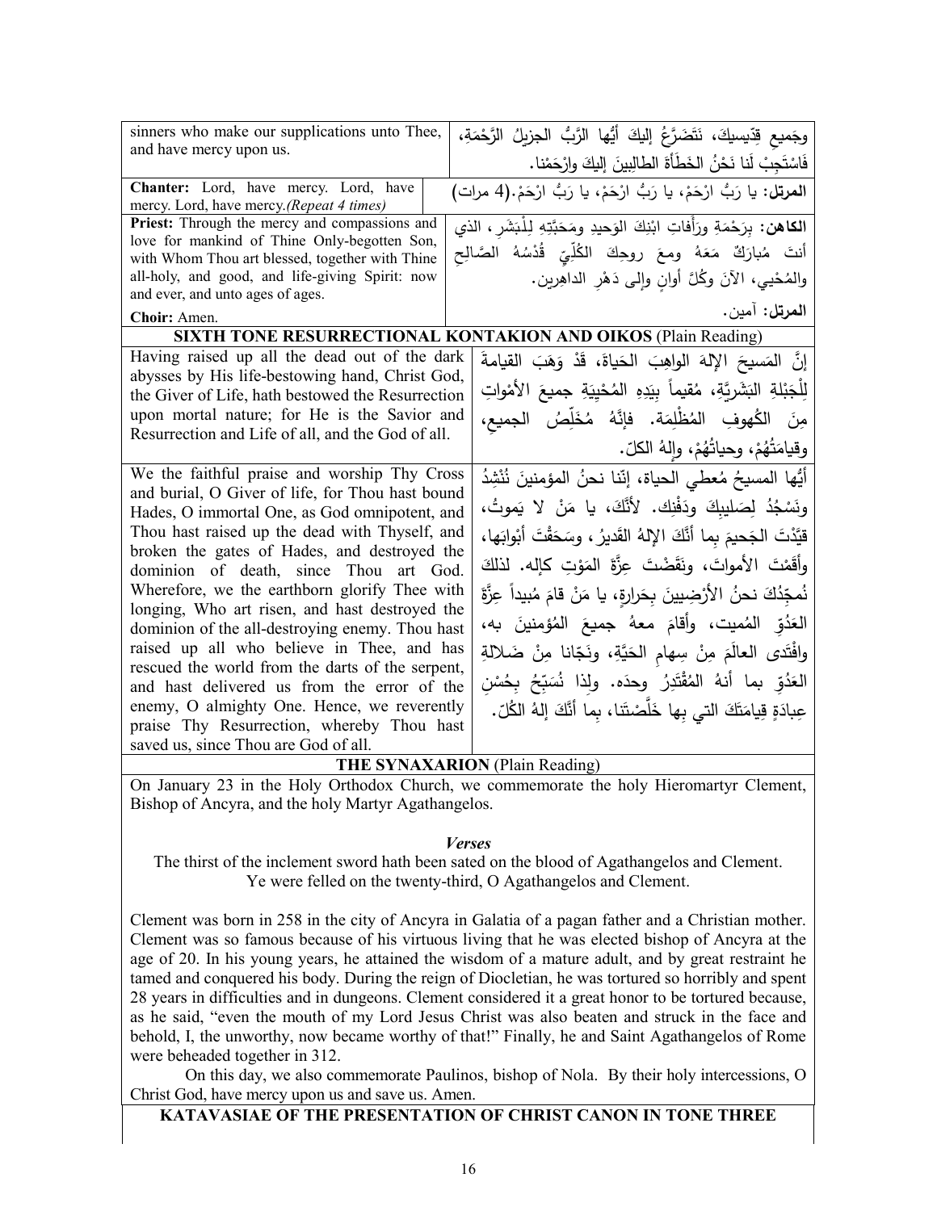| | |
|---|---|
| sinners who make our supplications unto Thee, and have mercy upon us. | وجَميعِ قِدّيسيكَ، نَتَضَرَّعُ إليكَ أيُّها الرَّبُّ الجزيلُ الرَّحْمَةِ، فَاسْتَجِبْ لَنا نَحْنُ الخَطَأةَ الطالِبِينَ إليكَ وارْحَمْنا. |
| **Chanter:** Lord, have mercy. Lord, have mercy. Lord, have mercy.*(Repeat 4 times)* | **المرتل:** يا رَبُّ ارْحَمْ، يا رَبُّ ارْحَمْ، يا رَبُّ ارْحَمْ.(4 مرات) |
| **Priest:** Through the mercy and compassions and love for mankind of Thine Only-begotten Son, with Whom Thou art blessed, together with Thine all-holy, and good, and life-giving Spirit: now and ever, and unto ages of ages. | **الكاهن:** بِرَحْمَةِ ورَأفاتِ ابْنِكَ الوَحيدِ ومَحَبَّتِهِ لِلْبَشَرِ، الذي أنتَ مُبارَكٌ مَعَهُ ومعَ روحِكَ الكُلِّيِّ قُدْسُهُ الصَّالِحِ والمُحْيي، الآنَ وكُلَّ أوانٍ وإلى دَهْرِ الداهِرين. |
| **Choir:** Amen. | **المرتل:** آمين. |

**SIXTH TONE RESURRECTIONAL KONTAKION AND OIKOS** (Plain Reading)

| | |
|---|---|
| Having raised up all the dead out of the dark abysses by His life-bestowing hand, Christ God, the Giver of Life, hath bestowed the Resurrection upon mortal nature; for He is the Savior and Resurrection and Life of all, and the God of all. | إنَّ المَسيحَ الإلهَ الواهِبَ الحَياةَ، قَدْ وَهَبَ القيامةَ لِلْجَبْلَةِ البَشَرِيَّةِ، مُقيماً بِيَدِهِ المُحْيِيَةِ جميعَ الأمْواتِ مِنَ الكُهوفِ المُظْلِمَة. فإنَّهُ مُخَلِّصُ الجميعِ، وقيامَتُهُمْ، وحياتُهُمْ، وإلهُ الكلّ. |
| We the faithful praise and worship Thy Cross and burial, O Giver of life, for Thou hast bound Hades, O immortal One, as God omnipotent, and Thou hast raised up the dead with Thyself, and broken the gates of Hades, and destroyed the dominion of death, since Thou art God. Wherefore, we the earthborn glorify Thee with longing, Who art risen, and hast destroyed the dominion of the all-destroying enemy. Thou hast raised up all who believe in Thee, and has rescued the world from the darts of the serpent, and hast delivered us from the error of the enemy, O almighty One. Hence, we reverently praise Thy Resurrection, whereby Thou hast saved us, since Thou are God of all. | أيُّها المسيحُ مُعطي الحياة، إنّنا نحنُ المؤمنينَ نُنْشِدُ ونَسْجُدُ لِصَليبِكَ ودَفْنِك. لأنَّكَ، يا مَنْ لا يَموتُ، قيَّدْتَ الجَحيمَ بِما أنَّكَ الإلهُ القَديرُ، وسَحَقْتَ أبْوابَها، وأقَمْتَ الأمواتَ، ونَقَضْتَ عِزَّةَ المَوْتِ كإله. لذلكَ نُمجِّدُكَ نحنُ الأرْضِيينَ بِحَرارةٍ، يا مَنْ قامَ مُبيداً عِزَّةَ العَدُوِّ المُميت، وأقامَ معهُ جميعَ المُؤمنينَ به، وافْتَدى العالَمَ مِنْ سِهامِ الحَيَّةِ، ونَجّانا مِنْ ضَلالةِ العَدُوِّ بما أنهُ المُقْتَدِرُ وحدَه. ولِذا نُسَبِّحُ بِحُسْنِ عِبادَةٍ قِيامَتَكَ التي بِها خَلَّصْتَنا، بِما أنَّكَ إلهُ الكُلّ. |

**THE SYNAXARION** (Plain Reading)

On January 23 in the Holy Orthodox Church, we commemorate the holy Hieromartyr Clement, Bishop of Ancyra, and the holy Martyr Agathangelos.

*Verses*

The thirst of the inclement sword hath been sated on the blood of Agathangelos and Clement.
Ye were felled on the twenty-third, O Agathangelos and Clement.

Clement was born in 258 in the city of Ancyra in Galatia of a pagan father and a Christian mother. Clement was so famous because of his virtuous living that he was elected bishop of Ancyra at the age of 20. In his young years, he attained the wisdom of a mature adult, and by great restraint he tamed and conquered his body. During the reign of Diocletian, he was tortured so horribly and spent 28 years in difficulties and in dungeons. Clement considered it a great honor to be tortured because, as he said, "even the mouth of my Lord Jesus Christ was also beaten and struck in the face and behold, I, the unworthy, now became worthy of that!" Finally, he and Saint Agathangelos of Rome were beheaded together in 312.

On this day, we also commemorate Paulinos, bishop of Nola. By their holy intercessions, O Christ God, have mercy upon us and save us. Amen.

**KATAVASIAE OF THE PRESENTATION OF CHRIST CANON IN TONE THREE**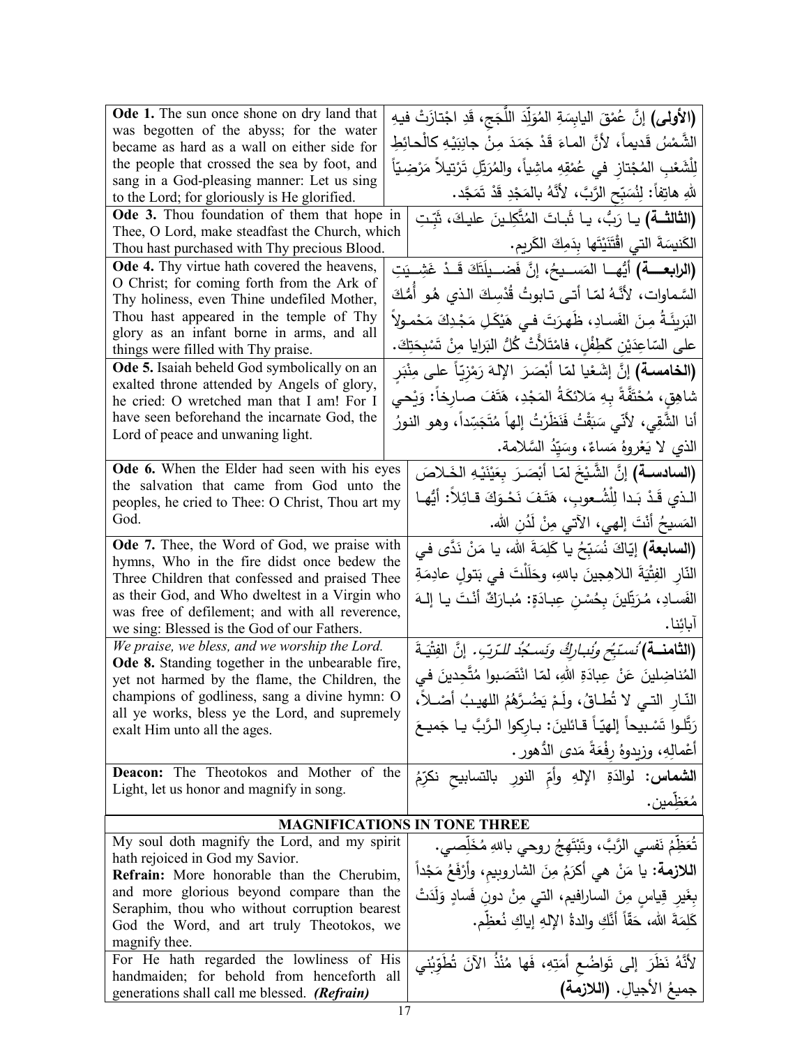| | |
|---|---|
| **Ode 1.** The sun once shone on dry land that was begotten of the abyss; for the water became as hard as a wall on either side for the people that crossed the sea by foot, and sang in a God-pleasing manner: Let us sing to the Lord; for gloriously is He glorified. | **(الأولى)** إنَّ عُمْقَ اليابِسَةِ المُوَلِّدَ اللُّجَجِ، قَدِ اجْتازَتْ فيهِ الشَّمْسُ قَديماً، لأنَّ الماءَ قَدْ جَمَدَ مِنْ جانِبَيْهِ كالْحائِطِ لِلْشَعْبِ المُجْتازِ في عُمْقِهِ ماشِياً، والمُرَتِّلِ تَرْتيلاً مَرْضِيّاً للهِ هاتِفاً: لِنُسَبِّحِ الرَّبَّ، لأنَّهُ بالمَجْدِ قَدْ تَمَجَّد. |
| **Ode 3.** Thou foundation of them that hope in Thee, O Lord, make steadfast the Church, which Thou hast purchased with Thy precious Blood. | **(الثالثة)** يا رَبُّ، يا ثَباتَ المُتَّكِلينَ عليكَ، ثَبِّتِ الكَنيسَةَ التي اقْتَنَيْتَها بِدَمِكَ الكَريم. |
| **Ode 4.** Thy virtue hath covered the heavens, O Christ; for coming forth from the Ark of Thy holiness, even Thine undefiled Mother, Thou hast appeared in the temple of Thy glory as an infant borne in arms, and all things were filled with Thy praise. | **(الرابعة)** أيُّها المَسيحُ، إنَّ فَضيلَتَكَ قَدْ غَشِيَتِ السَّماوات، لأنَّهُ لمّا أتى تابوتُ قُدْسِكَ الذي هُو أُمُّكَ البَريئَةُ مِنَ الفَسادِ، ظَهَرْتَ في هَيْكَلِ مَجْدِكَ مَحْمولاً على السّاعِدَيْنِ كَطِفْلٍ، فامْتَلأتْ كُلُّ البَرايا مِنْ تَسْبِحَتِكَ. |
| **Ode 5.** Isaiah beheld God symbolically on an exalted throne attended by Angels of glory, he cried: O wretched man that I am! For I have seen beforehand the incarnate God, the Lord of peace and unwaning light. | **(الخامسة)** إنَّ إشَعْيا لمّا أبْصَرَ الإلهَ رَمْزِيّاً على مِنْبَرٍ شاهِقٍ، مُحْتَفَّةً بِهِ مَلائكَةُ المَجْدِ، هَتَفَ صارِخاً: وَيْحي أنا الشَّقِي، لأنّي سَبَقْتُ فَنَظَرْتُ إلهاً مُتَجَسِّداً، وهو النورُ الذي لا يَعْروهُ مَساءٌ، وسَيِّدُ السَّلامة. |
| **Ode 6.** When the Elder had seen with his eyes the salvation that came from God unto the peoples, he cried to Thee: O Christ, Thou art my God. | **(السادسة)** إنَّ الشَّيْخَ لمّا أبْصَرَ بِعَيْنَيْهِ الخَلاصَ الذي قَدْ بَدا لِلْشُعوبِ، هَتَفَ نَحْوَكَ قائِلاً: أيُّها المَسيحُ أنْتَ إلهي، الآتي مِنْ لَدُنِ الله. |
| **Ode 7.** Thee, the Word of God, we praise with hymns, Who in the fire didst once bedew the Three Children that confessed and praised Thee as their God, and Who dwelt in a Virgin who was free of defilement; and with all reverence, we sing: Blessed is the God of our Fathers. | **(السابعة)** إيّاكَ نُسَبِّحُ يا كَلِمَةَ الله، يا مَنْ نَدَّى في النّارِ الفِتْيَةَ اللاهِجينَ بالله، وحَلَلْتَ في بَتولٍ عادِمَةِ الفَسادِ، مُرَتِّلينَ بِحُسْنِ عِبادَةٍ: مُبارَكٌ أنْتَ يا إلهَ آبائِنا. |
| *We praise, we bless, and we worship the Lord.* **Ode 8.** Standing together in the unbearable fire, yet not harmed by the flame, the Children, the champions of godliness, sang a divine hymn: O all ye works, bless ye the Lord, and supremely exalt Him unto all the ages. | **(الثامنة)** *نُسَبِّحُ ونُبارِكُ ونَسجُدُ للرّبّ.* إنَّ الفِتْيَةَ المُناضِلينَ عَنْ عِبادَةِ اللهِ، لمّا انْتَصَبوا مُتَّحِدينَ في النّارِ التي لا تُطاقُ، ولَمْ يَضُرَّهُمُ اللهيبُ أصْلاً، رَتَّلوا تَسْبيحاً إلهيّاً قائلينَ: بارِكوا الرَّبَّ يا جَميعَ أعْمالِهِ، وزيدوهُ رِفْعَةً مَدى الدُّهور. |
| **Deacon:** The Theotokos and Mother of the Light, let us honor and magnify in song. | **الشماس:** لوالدَةِ الإلهِ وأمِّ النورِ بالتسابيحِ نكرِّمُ مُعَظِّمين. |

## MAGNIFICATIONS IN TONE THREE

| | |
|---|---|
| My soul doth magnify the Lord, and my spirit hath rejoiced in God my Savior. **Refrain:** More honorable than the Cherubim, and more glorious beyond compare than the Seraphim, thou who without corruption bearest God the Word, and art truly Theotokos, we magnify thee. | تُعَظِّمُ نَفسي الرَّبَّ، وتَبْتَهِجُ روحي باللهِ مُخَلِّصي. **اللازمة:** يا مَنْ هي أكرَمُ مِنَ الشاروبيم، وأرْفَعُ مَجْداً بِغَيرِ قِياسٍ مِنَ السارافيم، التي مِنْ دونِ فَسادٍ وَلَدَتْ كَلِمَةَ الله، حَقّاً أنَّكِ والدةُ الإلهِ إياكِ نُعظِّم. |
| For He hath regarded the lowliness of His handmaiden; for behold from henceforth all generations shall call me blessed. ***(Refrain)*** | لأنَّهُ نَظَرَ إلى تَواضُعِ أمَتِهِ، فَها مُنْذُ الآنَ تُطَوِّبُني جميعُ الأجيالِ. **(اللازمة)** |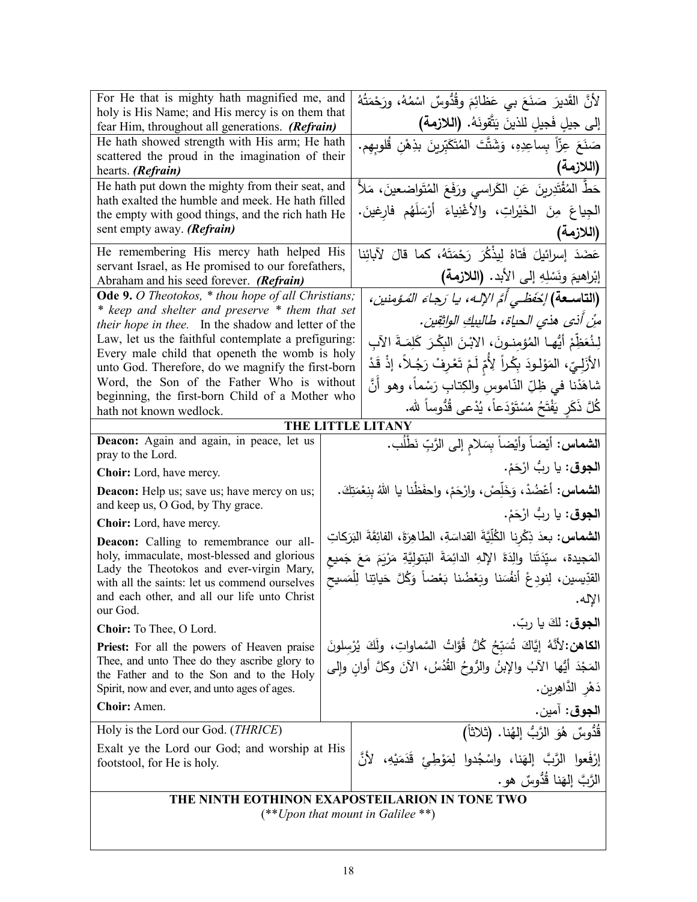| | |
|---|---|
| For He that is mighty hath magnified me, and holy is His Name; and His mercy is on them that fear Him, throughout all generations. ***(Refrain)*** | لأنَّ القَديرَ صَنَعَ بي عَظائِمَ وقُدُّوسٌ اسْمُهُ، ورَحْمَتُهُ إلى جيلٍ فَجيلٍ للذينَ يَتَّقونَهُ. **(اللازمة)** |
| He hath showed strength with His arm; He hath scattered the proud in the imagination of their hearts. ***(Refrain)*** | صَنَعَ عِزّاً بِساعِدِهِ، وَشَتَّتَ المُتَكَبّرينَ بِذِهْنِ قُلوبِهِم. **(اللازمة)** |
| He hath put down the mighty from their seat, and hath exalted the humble and meek. He hath filled the empty with good things, and the rich hath He sent empty away. ***(Refrain)*** | حَطَّ المُقْتَدِرينَ عَنِ الكَراسي ورَفَعَ المُتَواضعينَ، مَلأَ الجِياعَ مِنَ الخَيْراتِ، والأَغْنِياءَ أَرْسَلَهُم فارِغينَ. **(اللازمة)** |
| He remembering His mercy hath helped His servant Israel, as He promised to our forefathers, Abraham and his seed forever. ***(Refrain)*** | عَضَدَ إسرائيلَ فَتاهُ لِيذْكُرَ رَحْمَتَهُ، كما قالَ لآبائِنا إبْراهيمَ ونَسْلِهِ إلى الأبد. **(اللازمة)** |
| **Ode 9.** *O Theotokos, * thou hope of all Christians; * keep and shelter and preserve * them that set their hope in thee.* In the shadow and letter of the Law, let us the faithful contemplate a prefiguring: Every male child that openeth the womb is holy unto God. Therefore, do we magnify the first-born Word, the Son of the Father Who is without beginning, the first-born Child of a Mother who hath not known wedlock. | **(التاسعة)** *إحْفَظي أمَّ الإلهِ، يا رَجاءَ المُؤمنينَ، مِنْ أذى هذي الحياة، طالبيكِ الواثِقِين.* لِنُعَظِّمْ أيُّها المُؤمِنونَ، الابْنَ البِكْرَ كَلِمَةَ الآبِ الأزَلِيِّ، المَوْلودَ بِكْراً لأُمٍّ لَمْ تَعْرِفْ رَجُلاً، إذْ قَدْ شاهَدْنا في ظِلِّ النّاموسِ والكِتابِ رَسْماً، وهو أنَّ كُلَّ ذَكَرٍ يَفْتَحُ مُسْتَوْدَعاً، يُدْعى قُدُّوساً لله. |

## THE LITTLE LITANY

| | |
|---|---|
| **Deacon:** Again and again, in peace, let us pray to the Lord. | **الشماس:** أيْضاً وأيْضاً بِسَلامٍ إلى الرَّبِّ نَطْلُب. |
| **Choir:** Lord, have mercy. | **الجوق:** يا ربُّ ارْحَمْ. |
| **Deacon:** Help us; save us; have mercy on us; and keep us, O God, by Thy grace. | **الشماس:** أعْضُدْ، وَخَلِّصْ، وارْحَمْ، واحفَظْنا يا اللهُ بِنِعْمَتِكَ. |
| **Choir:** Lord, have mercy. | **الجوق:** يا ربُّ ارْحَمْ. |
| **Deacon:** Calling to remembrance our all-holy, immaculate, most-blessed and glorious Lady the Theotokos and ever-virgin Mary, with all the saints: let us commend ourselves and each other, and all our life unto Christ our God. | **الشماس:** بعدَ ذِكْرِنا الكُلِّيَّةَ القداسَةِ، الطاهِرَةَ، الفائِقَةَ البَرَكاتِ المَجيدة، سيِّدَتَنا والِدَةَ الإلهِ الدائِمَةَ البَتوليَّةِ مَرْيَمَ مَعَ جَميعِ القدِّيسين، لِنودِعْ أنفُسَنا وبَعْضُنا بَعْضاً وَكُلَّ حَياتِنا لِلْمَسيحِ الإله. |
| **Choir:** To Thee, O Lord. | **الجوق:** لكَ يا ربّ. |
| **Priest:** For all the powers of Heaven praise Thee, and unto Thee do they ascribe glory to the Father and to the Son and to the Holy Spirit, now and ever, and unto ages of ages. | **الكاهن:** لأنَّهُ إيَّاكَ تُسَبِّحُ كُلُّ قُوَّاتُ السَّماواتِ، ولَكَ يُرْسِلونَ المَجْدَ أيُّها الآبُ والإبنُ والرُّوحُ القُدُسُ، الآنَ وكلَّ أوانٍ وإلى دَهْرِ الدَّاهِرين. |
| **Choir:** Amen. | **الجوق:** آمين. |
| Holy is the Lord our God. (*THRICE*) | قُدُّوسٌ هُوَ الرَّبُّ إلهُنا. (ثلاثاً) |
| Exalt ye the Lord our God; and worship at His footstool, for He is holy. | إرْفَعوا الرَّبَّ إلهَنا، واسْجُدوا لِمَوْطِئِ قَدَمَيْهِ، لأنَّ الرَّبَّ إلهَنا قُدُّوسٌ هو. |

## THE NINTH EOTHINON EXAPOSTEILARION IN TONE TWO

(***Upon that mount in Galilee*** **)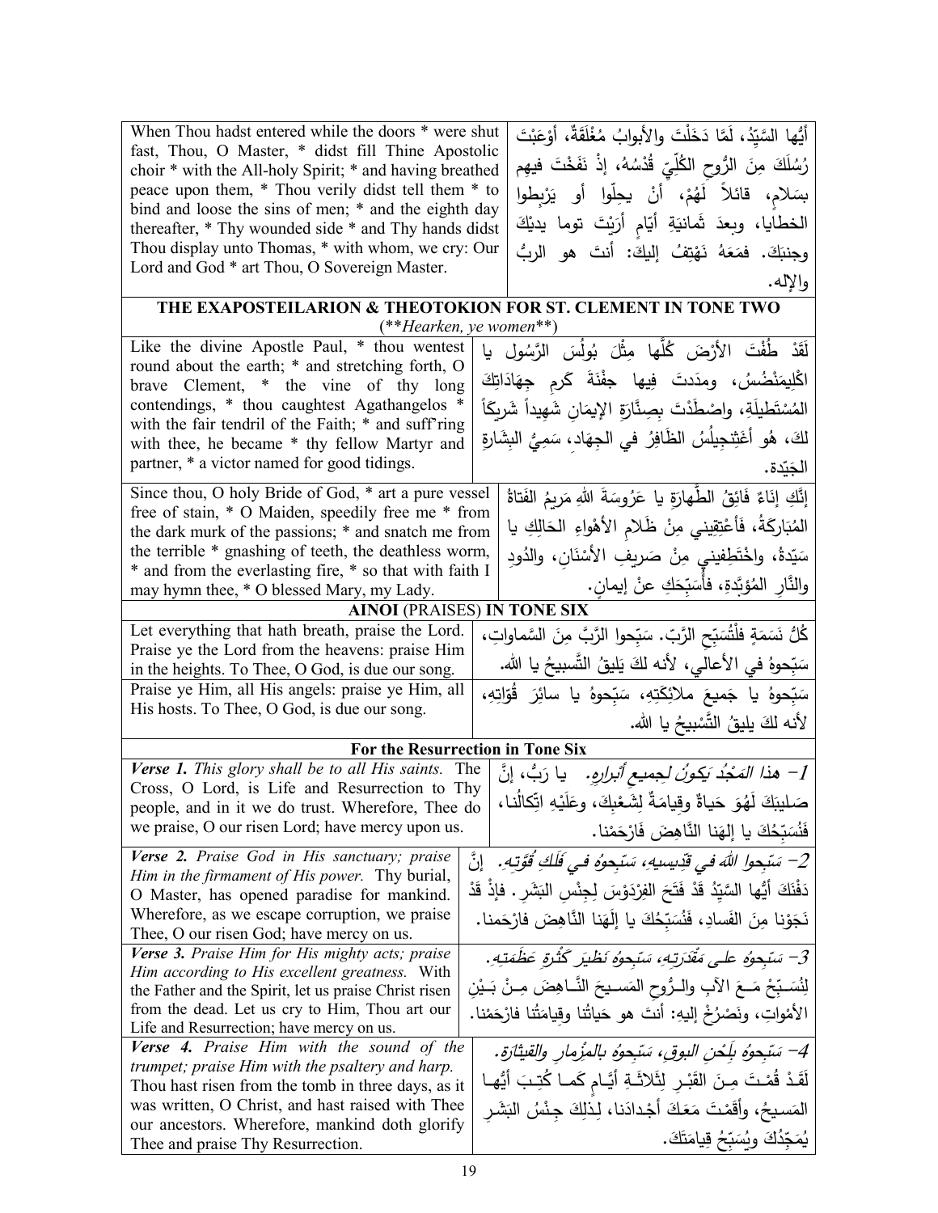| When Thou hadst entered while the doors * were shut fast, Thou, O Master, * didst fill Thine Apostolic choir * with the All-holy Spirit; * and having breathed peace upon them, * Thou verily didst tell them * to bind and loose the sins of men; * and the eighth day thereafter, * Thy wounded side * and Thy hands didst Thou display unto Thomas, * with whom, we cry: Our Lord and God * art Thou, O Sovereign Master. | أيُّها السَّيِّدُ، لَمَّا دَخَلْتَ والأبوابُ مُغْلَقَةٌ، أوْعَبْتَ رُسُلَكَ مِنَ الرُّوحِ الكُلّيِّ قُدْسُهُ، إذْ نَفَخْتَ فيهِم بسَلامٍ، قائلاً لَهُمْ، أنْ يحِلّوا أو يَرْبِطوا الخطايا، وبعدَ ثَمانيَةِ أيّامٍ أرَيْتَ توما يدَيْكَ وجنبَكَ. فمَعَهُ نَهْتِفُ إليكَ: أنتَ هو الربُّ والإله. |
|---|---|

### THE EXAPOSTEILARION & THEOTOKION FOR ST. CLEMENT IN TONE TWO

(***Hearken, ye women***)

| Like the divine Apostle Paul, * thou wentest round about the earth; * and stretching forth, O brave Clement, * the vine of thy long contendings, * thou caughtest Agathangelos * with the fair tendril of the Faith; * and suff'ring with thee, he became * thy fellow Martyr and partner, * a victor named for good tidings. | لَقَدْ طُفْتَ الأرْضَ كُلَّها مِثْلَ بُولُسَ الرَّسُولِ يا اكْلِيمَنْضُسُ، ومَدَدتَ فيها جِفْنَةَ كَرمِ جِهَادَاتِكَ المُسْتَطيلَةِ، واصْطَدْتَ بِصِنَّارَةِ الإيمَانِ شَهيداً شَريكاً لكَ، هُو أغَثنجيلُسُ الظَافِرُ في الجِهَادِ، سَمِيُّ البِشَارةِ الجَيِّدة. |
|---|---|
| Since thou, O holy Bride of God, * art a pure vessel free of stain, * O Maiden, speedily free me * from the dark murk of the passions; * and snatch me from the terrible * gnashing of teeth, the deathless worm, * and from the everlasting fire, * so that with faith I may hymn thee, * O blessed Mary, my Lady. | إنَّكِ إنَاءٌ فَائِقُ الطَّهارَةِ يا عَرُوسَةَ اللهِ مَريمُ الفَتاةُ المُبَارَكَةُ، فأَعْتِقِيني مِنْ ظَلامِ الأهْواءِ الحَالِكِ يا سَيّدةُ، واخْتَطِفيني مِنْ صَريفِ الأسْنَانِ، والدُودِ والنَّارِ المُؤبَّدةِ، فأُسَبِّحَكِ عنْ إيمانٍ. |

### AINOI (PRAISES) IN TONE SIX

| Let everything that hath breath, praise the Lord. Praise ye the Lord from the heavens: praise Him in the heights. To Thee, O God, is due our song. | كُلُّ نَسَمَةٍ فلْتُسَبِّحِ الرَّبّ. سَبِّحوا الرَّبَّ مِنَ السَّماواتِ، سَبِّحوهُ في الأعالي، لأنه لكَ يَليقُ التَّسبيحُ يا الله. |
|---|---|
| Praise ye Him, all His angels: praise ye Him, all His hosts. To Thee, O God, is due our song. | سَبِّحوهُ يا جَميعَ ملائِكَتِهِ، سَبِّحوهُ يا سائِرَ قُوّاتِهِ، لأنه لكَ يليقُ التَّسْبيحُ يا الله. |

### For the Resurrection in Tone Six

| ***Verse 1.*** *This glory shall be to all His saints.* The Cross, O Lord, is Life and Resurrection to Thy people, and in it we do trust. Wherefore, Thee do we praise, O our risen Lord; have mercy upon us. | *1– هذا المَجْدُ يَكونُ لجميعِ أبرارِهِ.* يا رَبُّ، إنَّ صَليبَكَ لَهُوَ حَياةٌ وقِيامَةٌ لِشَعْبِكَ، وعَلَيْهِ اتِّكالُنا، فَنُسَبِّحُكَ يا إلهَنا النَّاهِضَ فَارْحَمْنا. |
|---|---|
| ***Verse 2.*** *Praise God in His sanctuary; praise Him in the firmament of His power.* Thy burial, O Master, has opened paradise for mankind. Wherefore, as we escape corruption, we praise Thee, O our risen God; have mercy on us. | *2– سَبِّحوا اللهَ في قدّيسيهِ، سَبِّحوهُ في فَلَكِ قُوَّتِهِ.* إنَّ دَفْنَكَ أيُّها السَّيِّدُ قَدْ فَتَحَ الفِرْدَوْسَ لِجِنْسِ البَشَرِ. فإذْ قَدْ نَجَوْنا مِنَ الفَسادِ، فنُسَبِّحُكَ يا إلَهَنا النَّاهِضَ فارْحَمنا. |
| ***Verse 3.*** *Praise Him for His mighty acts; praise Him according to His excellent greatness.* With the Father and the Spirit, let us praise Christ risen from the dead. Let us cry to Him, Thou art our Life and Resurrection; have mercy on us. | *3– سَبِّحوهُ على مَقْدَرَتِهِ، سَبِّحوهُ نَظيرَ كَثْرَةِ عَظَمَتِهِ.* لِنُسَبِّحْ مَعَ الآبِ والرُّوحِ المَسيحَ النَّاهِضَ مِنْ بَيْنِ الأمْواتِ، ونَصْرُخْ إليهِ: أنتَ هو حَياتُنا وقِيامَتُنا فارْحَمْنا. |
| ***Verse 4.*** *Praise Him with the sound of the trumpet; praise Him with the psaltery and harp.* Thou hast risen from the tomb in three days, as it was written, O Christ, and hast raised with Thee our ancestors. Wherefore, mankind doth glorify Thee and praise Thy Resurrection. | *4– سَبِّحوهُ بِلَحْنِ البوقِ، سَبِّحوهُ بالمِزْمارِ والقيثارة.* لَقَدْ قُمْتَ مِنَ القَبْرِ لِثَلاثَةِ أيَّامٍ كَما كُتِبَ أيُّها المَسيحُ، وأقَمْتَ مَعَكَ أجْدادَنا، لِذلِكَ جِنْسُ البَشَرِ يُمَجِّدُكَ ويُسَبِّحُ قِيامَتَكَ. |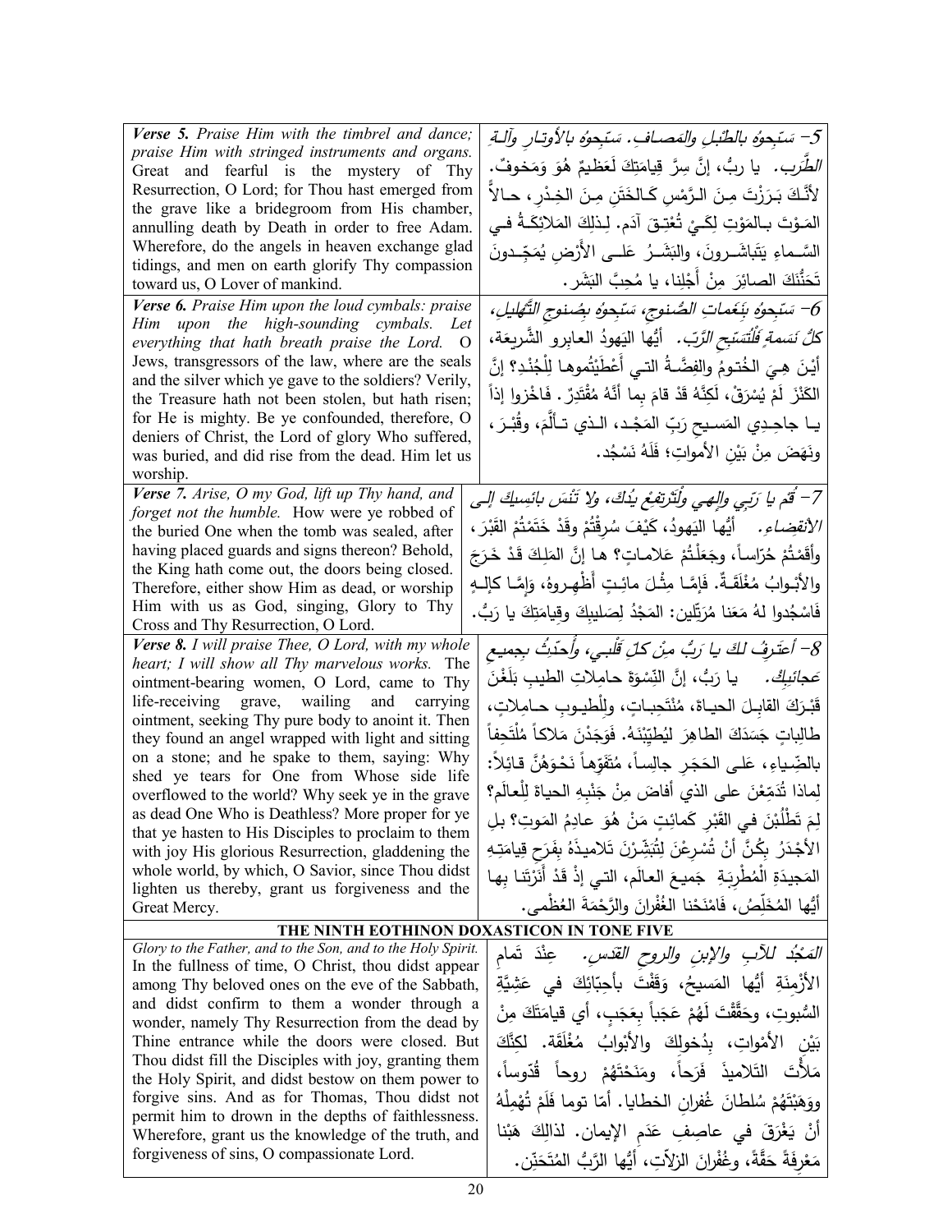| | |
|---|---|
| ***Verse 5.*** *Praise Him with the timbrel and dance; praise Him with stringed instruments and organs.* Great and fearful is the mystery of Thy Resurrection, O Lord; for Thou hast emerged from the grave like a bridegroom from His chamber, annulling death by Death in order to free Adam. Wherefore, do the angels in heaven exchange glad tidings, and men on earth glorify Thy compassion toward us, O Lover of mankind. | 5- *سَبِّحوهُ بالطَّبْلِ والمَصافِ. سَبِّحوهُ بالأوتارِ وآلةِ الطَّرَب.* يا ربُّ، إنَّ سِرَّ قِيامَتِكَ لَعَظيمٌ هُوَ وَمَخوفٌ. لأنَّكَ بَرَزْتَ مِنَ الرَّمْسِ كَالخَتَنِ مِنَ الخِدْرِ، حالاً المَوْتَ بالمَوْتِ لِكَيْ تُعْتِقَ آدَم. لِذلِكَ المَلائِكَةُ في السَّماءِ يَتَباشَرونَ، والبَشَرُ عَلى الأرْضِ يُمَجِّدونَ تَحَنُّنَكَ الصائِرَ مِنْ أَجْلِنا، يا مُحِبَّ البَشَر. |
| ***Verse 6.*** *Praise Him upon the loud cymbals: praise Him upon the high-sounding cymbals. Let everything that hath breath praise the Lord.* O Jews, transgressors of the law, where are the seals and the silver which ye gave to the soldiers? Verily, the Treasure hath not been stolen, but hath risen; for He is mighty. Be ye confounded, therefore, O deniers of Christ, the Lord of glory Who suffered, was buried, and did rise from the dead. Him let us worship. | 6- *سَبِّحوهُ بِنَغَماتِ الصُّنوجِ، سَبِّحوهُ بِصُنوجِ التَّهليلِ، كُلُّ نَسَمةٍ فَلْتُسَبِّحِ الرَّبّ.* أيُّها اليَهودُ العابِرو الشَّريعَة، أيْنَ هِيَ الخُتومُ والفِضَّةُ التي أعْطَيْتُموها لِلْجُنْدِ؟ إنَّ الكَنْزَ لَمْ يُسْرَقْ، لَكِنَّهُ قَدْ قامَ بِما أنَّهُ مُقْتَدِرٌ. فَاخْزوا إذاً يا جاحِدي المَسيحِ رَبِّ المَجْدِ، الذي تَألَّمَ، وقُبِرَ، ونَهَضَ مِنْ بَيْنِ الأمواتِ؛ فَلَهُ نَسْجُد. |
| ***Verse 7.*** *Arise, O my God, lift up Thy hand, and forget not the humble.* How were ye robbed of the buried One when the tomb was sealed, after having placed guards and signs thereon? Behold, the King hath come out, the doors being closed. Therefore, either show Him as dead, or worship Him with us as God, singing, Glory to Thy Cross and Thy Resurrection, O Lord. | 7- *قُمْ يا رَبّي وإلهي ولْتَرتَفِعْ يدُكَ، ولا تَنْسَ بائسيكَ إلى الانْقِضاء.* أيُّها اليَهودُ، كَيْفَ سُرِقْتُمْ وقَدْ خَتَمْتُمُ القَبْرَ، وأقَمْتُمْ حُرّاساً، وجَعَلْتُمْ عَلاماتٍ؟ ها إنَّ المَلِكَ قَدْ خَرَجَ والأبْوابُ مُغْلَقَةٌ. فإمَّا مِثْلَ مائِتٍ أظْهِروهُ، وإمَّا كإلهٍ فاسْجُدوا لهُ مَعَنا مُرَتِّلين: المَجْدُ لِصَليبِكَ وقيامَتِكَ يا رَبُّ. |
| ***Verse 8.*** *I will praise Thee, O Lord, with my whole heart; I will show all Thy marvelous works.* The ointment-bearing women, O Lord, came to Thy life-receiving grave, wailing and carrying ointment, seeking Thy pure body to anoint it. Then they found an angel wrapped with light and sitting on a stone; and he spake to them, saying: Why shed ye tears for One from Whose side life overflowed to the world? Why seek ye in the grave as dead One Who is Deathless? More proper for ye that ye hasten to His Disciples to proclaim to them with joy His glorious Resurrection, gladdening the whole world, by which, O Savior, since Thou didst lighten us thereby, grant us forgiveness and the Great Mercy. | 8- *أعتَرِفُ لكَ يا رَبُّ مِنْ كلِّ قَلْبي، وأُحدِّثُ بجميعِ عَجائِبِكَ.* يا رَبُّ، إنَّ النِّسْوَةَ حامِلاتِ الطيبِ بَلَغْنَ قَبْرَكَ القابِلَ الحياةَ، مُنْتَحِباتٍ، ولِلْطيوبِ حامِلاتٍ، طالِباتٍ جَسَدَكَ الطاهِرَ لِيُطَيِّبْنَهُ. فَوَجَدْنَ مَلاكاً مُلْتَحِفاً بالضِّياءِ، عَلى الحَجَرِ جالِساً، مُتَفَوِّهاً نَحْوَهُنَّ قائِلاً: لِماذا تُدَمِّعْنَ على الذي أفاضَ مِنْ جَنْبِهِ الحياةَ لِلْعالَم؟ لِمَ تَطْلُبْنَ في القَبْرِ كَمائِتٍ مَنْ هُوَ عادِمُ المَوتِ؟ بلِ الأجْدَرُ بِكُنَّ أنْ تُسْرِعْنَ لِتُبَشِّرْنَ تَلاميذَهُ بِفَرَحِ قِيامَتِهِ المَجيدَةِ الْمُطْرِبَةِ جَميعَ العالَم، التي إذْ قَدْ أنَرْتَنا بها أيُّها المُخَلِّصُ، فَامْنَحْنا الغُفْرانَ والرَّحْمَةَ العُظْمى. |

**THE NINTH EOTHINON DOXASTICON IN TONE FIVE**

| | |
|---|---|
| *Glory to the Father, and to the Son, and to the Holy Spirit.* In the fullness of time, O Christ, thou didst appear among Thy beloved ones on the eve of the Sabbath, and didst confirm to them a wonder through a wonder, namely Thy Resurrection from the dead by Thine entrance while the doors were closed. But Thou didst fill the Disciples with joy, granting them the Holy Spirit, and didst bestow on them power to forgive sins. And as for Thomas, Thou didst not permit him to drown in the depths of faithlessness. Wherefore, grant us the knowledge of the truth, and forgiveness of sins, O compassionate Lord. | *المَجْدُ للآبِ والإبنِ والروحِ القُدُس.* عِنْدَ تَمامِ الأزْمِنَةِ أيُّها المَسيحُ، وَقَفْتَ بأحِبّائِكَ في عَشِيَّةِ السُّبوتِ، وحَقَّقْتَ لَهُمْ عَجَباً بِعَجَبٍ، أي قيامَتَكَ مِنْ بَيْنِ الأمْواتِ، بِدُخولِكَ والأبْوابُ مُغْلَقَة. لكِنَّكَ مَلأْتَ التَلاميذَ فَرَحاً، ومَنَحْتَهُمْ روحاً قُدُوساً، ووَهَبْتَهُمْ سُلطانَ غُفرانِ الخطايا. أمّا توما فَلَمْ تُهْمِلْهُ أنْ يَغْرَقَ في عاصِفِ عَدَمِ الإيمان. لذلِكَ هَبْنا مَعْرِفَةً حَقَّةً، وغُفْرانَ الزلاّتِ، أيُّها الرَّبُّ المُتَحَنِّن. |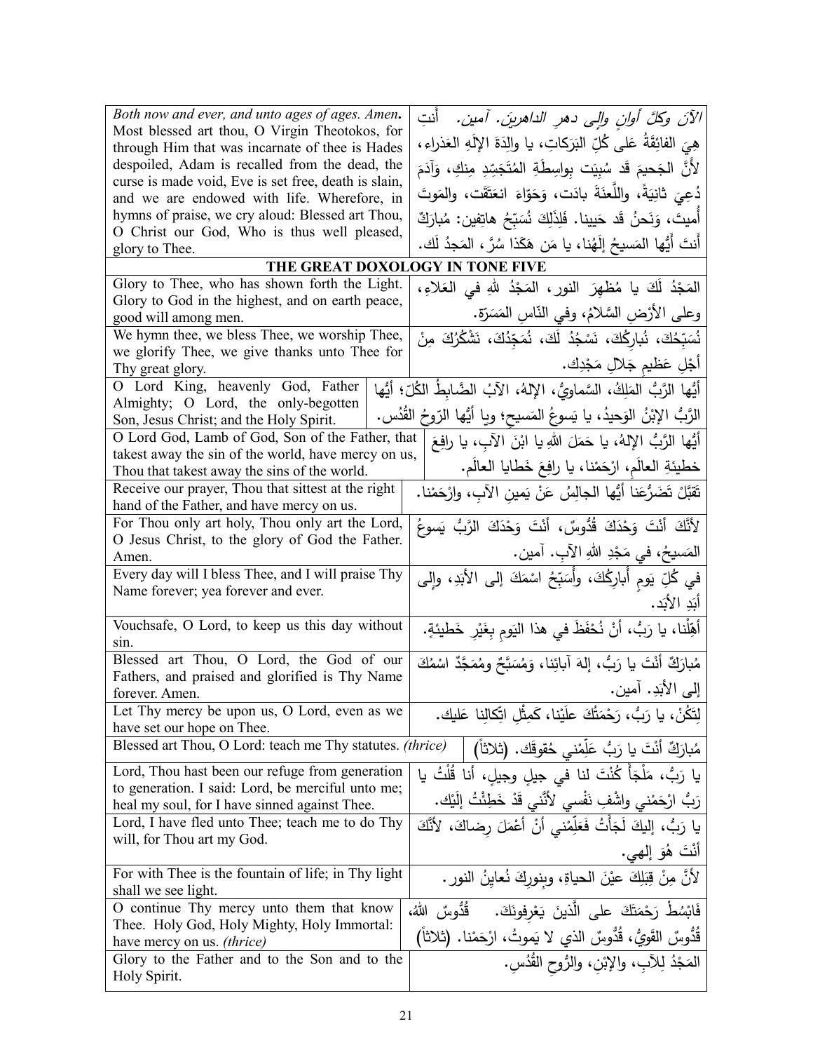| | |
|---|---|
| *Both now and ever, and unto ages of ages. Amen***.** Most blessed art thou, O Virgin Theotokos, for through Him that was incarnate of thee is Hades despoiled, Adam is recalled from the dead, the curse is made void, Eve is set free, death is slain, and we are endowed with life. Wherefore, in hymns of praise, we cry aloud: Blessed art Thou, O Christ our God, Who is thus well pleased, glory to Thee. | *الآنَ وكلَّ أوانٍ وإلى دهرِ الداهرينَ. آمين.* أَنتِ هِيَ الفائِقَةُ عَلى كُلِّ البَرَكاتِ، يا والِدَةَ الإِلَهِ العَذراء، لأَنَّ الجَحيمَ قَد سُبِيَت بِواسِطَةِ المُتَجَسِّدِ مِنكِ، وَآدَمَ دُعِيَ ثانِيَةً، واللَّعنَةَ بادَت، وَحَوّاءَ انعَتَقَت، والمَوتَ أُميتَ، وَنَحنُ قَد حَيينا. فَلِذَلِكَ نُسَبِّحُ هاتِفين: مُبارَكٌ أَنتَ أَيُّها المَسيحُ إِلَهُنا، يا مَن هَكَذا سُرَّ، المَجدُ لَك. |
| **THE GREAT DOXOLOGY IN TONE FIVE** | |
| Glory to Thee, who has shown forth the Light. Glory to God in the highest, and on earth peace, good will among men. | المَجْدُ لَكَ يا مُظهِرَ النورِ، المَجْدُ للهِ في العَلاءِ، وعلى الأَرْضِ السَّلامُ، وفي النّاسِ المَسَرّةِ. |
| We hymn thee, we bless Thee, we worship Thee, we glorify Thee, we give thanks unto Thee for Thy great glory. | نُسَبِّحُكَ، نُبارِكُكَ، نَسْجُدُ لَكَ، نُمَجِّدُكَ، نَشْكُرُكَ مِنْ أَجْلِ عَظيمِ جَلالِ مَجْدِك. |
| O Lord King, heavenly God, Father Almighty; O Lord, the only-begotten Son, Jesus Christ; and the Holy Spirit. | أَيُّها الرَّبُّ المَلِكُ، السَّماوِيُّ، الإلهُ، الآبُ الضَّابِطُ الكُلّ؛ أَيُّها الرَّبُّ الإِبْنُ الوَحيدُ، يا يَسوعُ المَسيح؛ ويا أَيُّها الرّوحُ القُدُس. |
| O Lord God, Lamb of God, Son of the Father, that takest away the sin of the world, have mercy on us, Thou that takest away the sins of the world. | أَيُّها الرَّبُّ الإِلهُ، يا حَمَلَ اللهِ يا ابْنَ الآبِ، يا رافِعَ خطيئَةِ العالَمِ، ارْحَمْنا، يا رافِعَ خَطايا العالَم. |
| Receive our prayer, Thou that sittest at the right hand of the Father, and have mercy on us. | تَقَبَّلْ تَضَرُّعَنا أَيُّها الجالِسُ عَنْ يَمينِ الآبِ، وارْحَمْنا. |
| For Thou only art holy, Thou only art the Lord, O Jesus Christ, to the glory of God the Father. Amen. | لأَنَّكَ أَنْتَ وَحْدَكَ قُدُّوسٌ، أَنْتَ وَحْدَكَ الرَّبُّ يَسوعُ المَسيحُ، في مَجْدِ اللهِ الآبِ. آمين. |
| Every day will I bless Thee, and I will praise Thy Name forever; yea forever and ever. | في كُلِّ يَومٍ أُبارِكُكَ، وأُسَبِّحُ اسْمَكَ إلى الأَبَدِ، وإلى أَبَدِ الأَبَد. |
| Vouchsafe, O Lord, to keep us this day without sin. | أَهِّلْنا، يا رَبُّ، أَنْ نُحْفَظَ في هذا اليَومِ بِغَيْرِ خَطيئةٍ. |
| Blessed art Thou, O Lord, the God of our Fathers, and praised and glorified is Thy Name forever. Amen. | مُبارَكٌ أَنْتَ يا رَبُّ، إلهَ آبائِنا، وَمُسَبَّحٌ ومُمَجَّدٌ اسْمُكَ إلى الأَبَدِ. آمين. |
| Let Thy mercy be upon us, O Lord, even as we have set our hope on Thee. | لِتَكُنْ، يا رَبُّ، رَحْمَتُكَ علَيْنا، كَمِثْلِ اتِّكالِنا عَليك. |
| Blessed art Thou, O Lord: teach me Thy statutes. *(thrice)* | مُبارَكٌ أَنْتَ يا رَبُّ عَلِّمْني حُقوقَك. (ثلاثاً) |
| Lord, Thou hast been our refuge from generation to generation. I said: Lord, be merciful unto me; heal my soul, for I have sinned against Thee. | يا رَبُّ، مَلْجَأً كُنْتَ لنا في جيلٍ وجيلٍ، أنا قُلْتُ يا رَبُّ ارْحَمْني واشْفِ نَفْسي لأَنَّني قَدْ خَطِئْتُ إلَيْك. |
| Lord, I have fled unto Thee; teach me to do Thy will, for Thou art my God. | يا رَبُّ، إليكَ لَجَأْتُ فَعَلِّمْني أَنْ أَعْمَلَ رِضاكَ، لأَنَّكَ أَنْتَ هُوَ إلهي. |
| For with Thee is the fountain of life; in Thy light shall we see light. | لأَنَّ مِنْ قِبَلِكَ عيْنَ الحياةِ، وبِنورِكَ نُعايِنُ النور. |
| O continue Thy mercy unto them that know Thee. Holy God, Holy Mighty, Holy Immortal: have mercy on us. *(thrice)* | فَابْسُطْ رَحْمَتَكَ على الَّذينَ يَعْرِفونَكَ. قُدُّوسٌ اللهُ، قُدُّوسٌ القَوِيُّ، قُدُّوسٌ الذي لا يَموتُ، ارْحَمْنا. (ثلاثاً) |
| Glory to the Father and to the Son and to the Holy Spirit. | المَجْدُ لِلآبِ، والإِبْنِ، والرُّوحِ القُدُسِ. |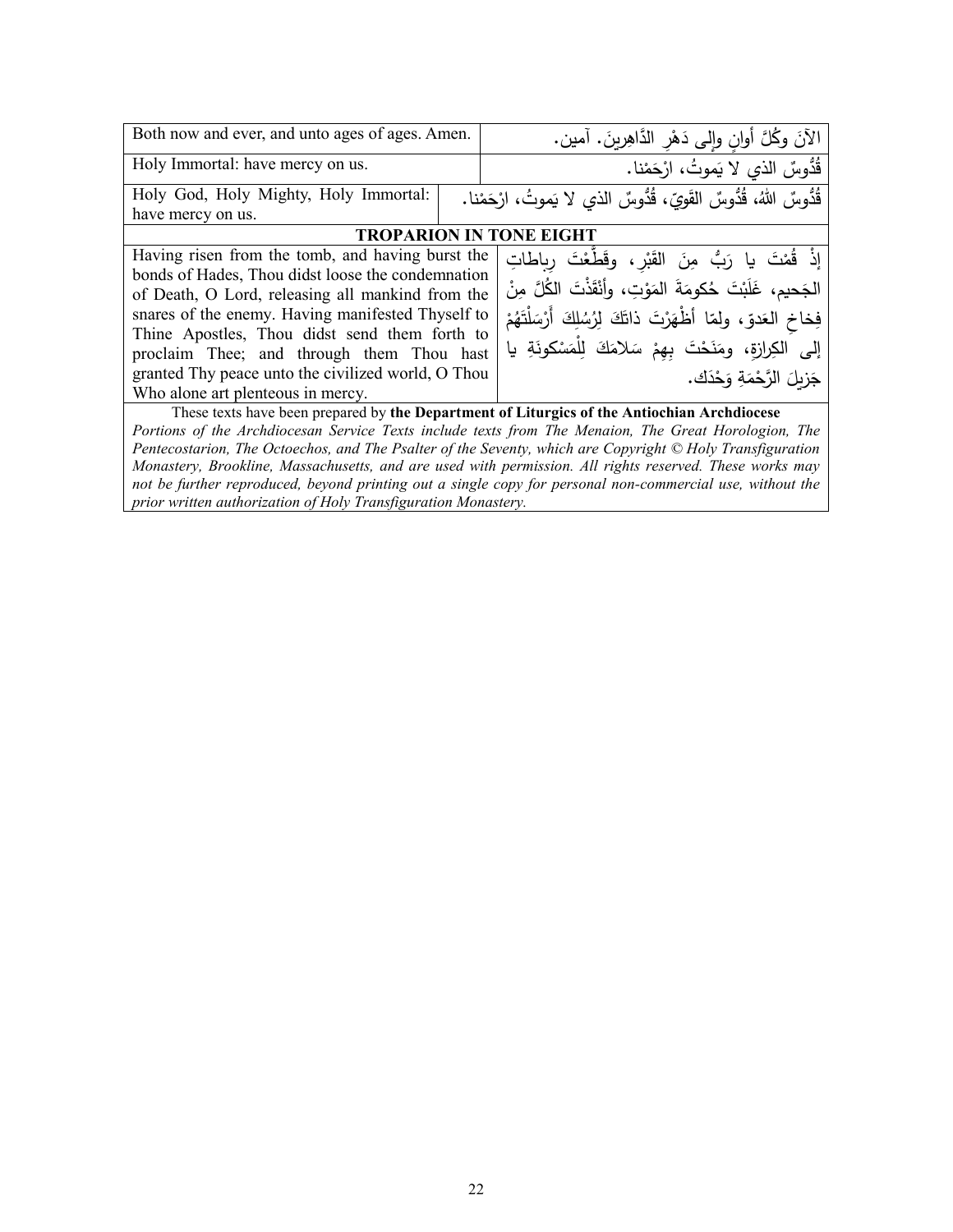| | |
|---|---|
| Both now and ever, and unto ages of ages. Amen. | الآنَ وكُلَّ أوانٍ وإلى دَهْرِ الدَّاهِرينَ. آمين. |
| Holy Immortal: have mercy on us. | قُدُّوسٌ الذي لا يَموتُ، ارْحَمْنا. |
| Holy God, Holy Mighty, Holy Immortal: have mercy on us. | قُدُّوسٌ اللهُ، قُدُّوسٌ القَوِيّ، قُدُّوسٌ الذي لا يَموتُ، ارْحَمْنا. |
| **TROPARION IN TONE EIGHT** | |
| Having risen from the tomb, and having burst the bonds of Hades, Thou didst loose the condemnation of Death, O Lord, releasing all mankind from the snares of the enemy. Having manifested Thyself to Thine Apostles, Thou didst send them forth to proclaim Thee; and through them Thou hast granted Thy peace unto the civilized world, O Thou Who alone art plenteous in mercy. | إذْ قُمْتَ يا رَبُّ مِنَ القَبْرِ، وقَطَّعْتَ رِباطاتِ الجَحيمِ، غَلَبْتَ حُكومَةَ المَوْتِ، وأنْقَذْتَ الكُلَّ مِنْ فِخاخِ العَدوّ، ولمّا أظْهَرْتَ ذاتَكَ لِرُسُلِكَ أرْسَلْتَهُمْ إلى الكِرازةِ، ومَنَحْتَ بِهِمْ سَلامَكَ لِلْمَسْكونَةِ يا جَزيلَ الرَّحْمَةِ وَحْدَك. |

These texts have been prepared by **the Department of Liturgics of the Antiochian Archdiocese**

*Portions of the Archdiocesan Service Texts include texts from The Menaion, The Great Horologion, The Pentecostarion, The Octoechos, and The Psalter of the Seventy, which are Copyright © Holy Transfiguration Monastery, Brookline, Massachusetts, and are used with permission. All rights reserved. These works may not be further reproduced, beyond printing out a single copy for personal non-commercial use, without the prior written authorization of Holy Transfiguration Monastery.*